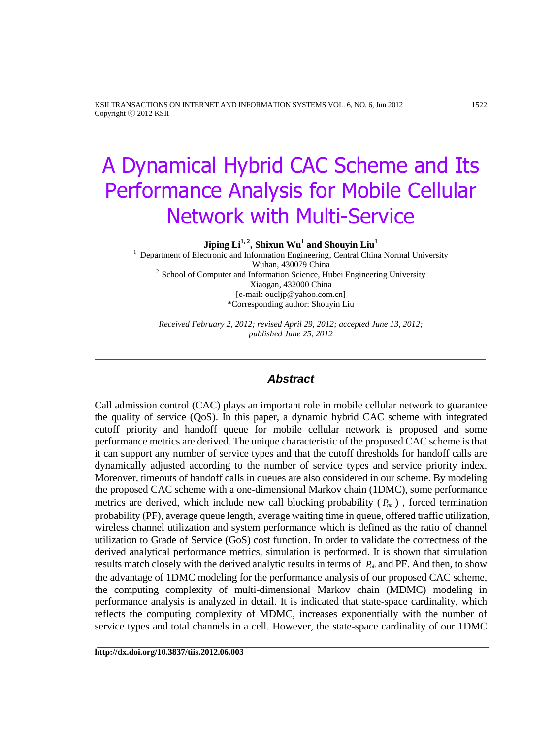# A Dynamical Hybrid CAC Scheme and Its Performance Analysis for Mobile Cellular Network with Multi-Service

**Jiping Li[1, 2], Shixun Wu[1] and Shouyin Liu[1]**

[1] Department of Electronic and Information Engineering, Central China Normal University
Wuhan, 430079 China

[2] School of Computer and Information Science, Hubei Engineering University
Xiaogan, 432000 China

[e-mail: oucljp@yahoo.com.cn]

*Corresponding author: Shouyin Liu

*Received February 2, 2012; revised April 29, 2012; accepted June 13, 2012; published June 25, 2012*

---

## *Abstract*

Call admission control (CAC) plays an important role in mobile cellular network to guarantee the quality of service (QoS). In this paper, a dynamic hybrid CAC scheme with integrated cutoff priority and handoff queue for mobile cellular network is proposed and some performance metrics are derived. The unique characteristic of the proposed CAC scheme is that it can support any number of service types and that the cutoff thresholds for handoff calls are dynamically adjusted according to the number of service types and service priority index. Moreover, timeouts of handoff calls in queues are also considered in our scheme. By modeling the proposed CAC scheme with a one-dimensional Markov chain (1DMC), some performance metrics are derived, which include new call blocking probability ($P_{nb}$), forced termination probability (PF), average queue length, average waiting time in queue, offered traffic utilization, wireless channel utilization and system performance which is defined as the ratio of channel utilization to Grade of Service (GoS) cost function. In order to validate the correctness of the derived analytical performance metrics, simulation is performed. It is shown that simulation results match closely with the derived analytic results in terms of $P_{nb}$ and PF. And then, to show the advantage of 1DMC modeling for the performance analysis of our proposed CAC scheme, the computing complexity of multi-dimensional Markov chain (MDMC) modeling in performance analysis is analyzed in detail. It is indicated that state-space cardinality, which reflects the computing complexity of MDMC, increases exponentially with the number of service types and total channels in a cell. However, the state-space cardinality of our 1DMC

**http://dx.doi.org/10.3837/tiis.2012.06.003**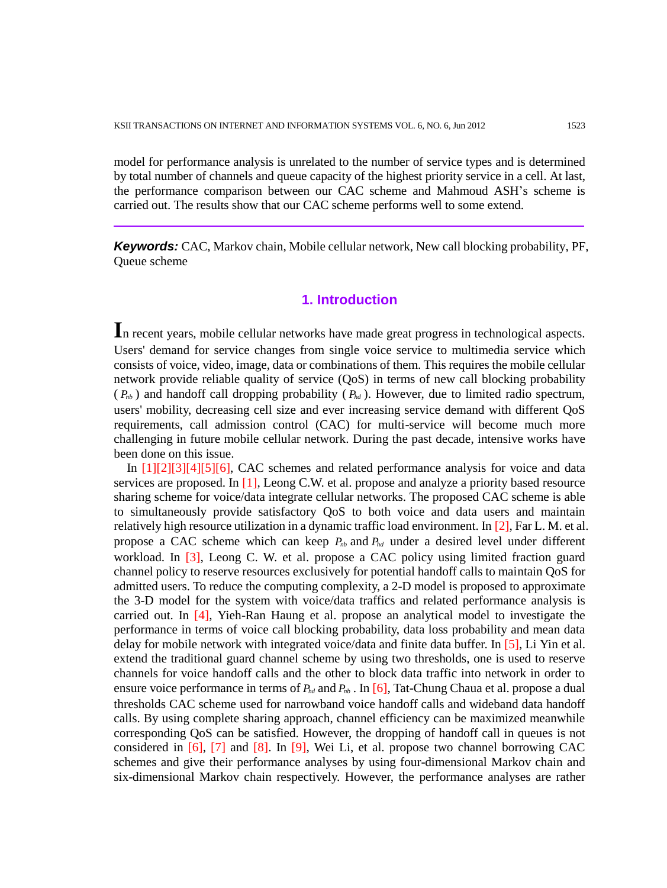model for performance analysis is unrelated to the number of service types and is determined by total number of channels and queue capacity of the highest priority service in a cell. At last, the performance comparison between our CAC scheme and Mahmoud ASH's scheme is carried out. The results show that our CAC scheme performs well to some extend.

***Keywords:*** CAC, Markov chain, Mobile cellular network, New call blocking probability, PF, Queue scheme

## 1. Introduction

In recent years, mobile cellular networks have made great progress in technological aspects. Users' demand for service changes from single voice service to multimedia service which consists of voice, video, image, data or combinations of them. This requires the mobile cellular network provide reliable quality of service (QoS) in terms of new call blocking probability ($P_{nb}$) and handoff call dropping probability ($P_{hd}$). However, due to limited radio spectrum, users' mobility, decreasing cell size and ever increasing service demand with different QoS requirements, call admission control (CAC) for multi-service will become much more challenging in future mobile cellular network. During the past decade, intensive works have been done on this issue.

In [1][2][3][4][5][6], CAC schemes and related performance analysis for voice and data services are proposed. In [1], Leong C.W. et al. propose and analyze a priority based resource sharing scheme for voice/data integrate cellular networks. The proposed CAC scheme is able to simultaneously provide satisfactory QoS to both voice and data users and maintain relatively high resource utilization in a dynamic traffic load environment. In [2], Far L. M. et al. propose a CAC scheme which can keep $P_{nb}$ and $P_{hd}$ under a desired level under different workload. In [3], Leong C. W. et al. propose a CAC policy using limited fraction guard channel policy to reserve resources exclusively for potential handoff calls to maintain QoS for admitted users. To reduce the computing complexity, a 2-D model is proposed to approximate the 3-D model for the system with voice/data traffics and related performance analysis is carried out. In [4], Yieh-Ran Haung et al. propose an analytical model to investigate the performance in terms of voice call blocking probability, data loss probability and mean data delay for mobile network with integrated voice/data and finite data buffer. In [5], Li Yin et al. extend the traditional guard channel scheme by using two thresholds, one is used to reserve channels for voice handoff calls and the other to block data traffic into network in order to ensure voice performance in terms of $P_{hd}$ and $P_{nb}$ . In [6], Tat-Chung Chaua et al. propose a dual thresholds CAC scheme used for narrowband voice handoff calls and wideband data handoff calls. By using complete sharing approach, channel efficiency can be maximized meanwhile corresponding QoS can be satisfied. However, the dropping of handoff call in queues is not considered in [6], [7] and [8]. In [9], Wei Li, et al. propose two channel borrowing CAC schemes and give their performance analyses by using four-dimensional Markov chain and six-dimensional Markov chain respectively. However, the performance analyses are rather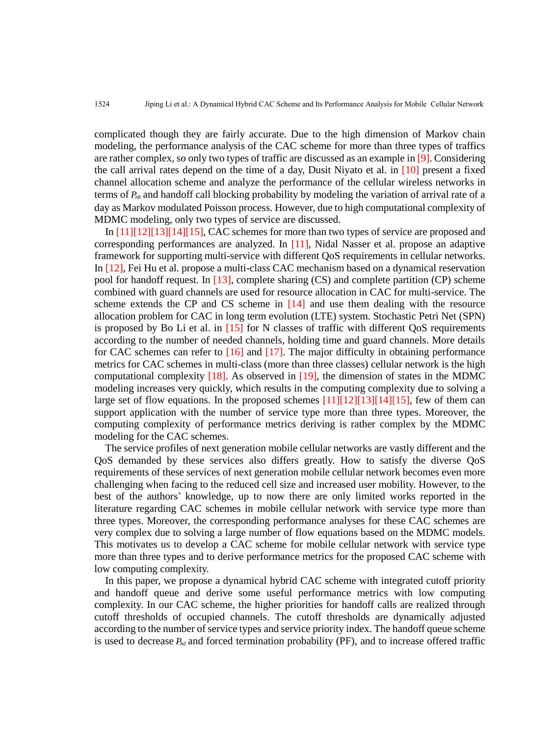complicated though they are fairly accurate. Due to the high dimension of Markov chain modeling, the performance analysis of the CAC scheme for more than three types of traffics are rather complex, so only two types of traffic are discussed as an example in [9]. Considering the call arrival rates depend on the time of a day, Dusit Niyato et al. in [10] present a fixed channel allocation scheme and analyze the performance of the cellular wireless networks in terms of $P_{nb}$ and handoff call blocking probability by modeling the variation of arrival rate of a day as Markov modulated Poisson process. However, due to high computational complexity of MDMC modeling, only two types of service are discussed.

In [11][12][13][14][15], CAC schemes for more than two types of service are proposed and corresponding performances are analyzed. In [11], Nidal Nasser et al. propose an adaptive framework for supporting multi-service with different QoS requirements in cellular networks. In [12], Fei Hu et al. propose a multi-class CAC mechanism based on a dynamical reservation pool for handoff request. In [13], complete sharing (CS) and complete partition (CP) scheme combined with guard channels are used for resource allocation in CAC for multi-service. The scheme extends the CP and CS scheme in [14] and use them dealing with the resource allocation problem for CAC in long term evolution (LTE) system. Stochastic Petri Net (SPN) is proposed by Bo Li et al. in [15] for N classes of traffic with different QoS requirements according to the number of needed channels, holding time and guard channels. More details for CAC schemes can refer to [16] and [17]. The major difficulty in obtaining performance metrics for CAC schemes in multi-class (more than three classes) cellular network is the high computational complexity [18]. As observed in [19], the dimension of states in the MDMC modeling increases very quickly, which results in the computing complexity due to solving a large set of flow equations. In the proposed schemes [11][12][13][14][15], few of them can support application with the number of service type more than three types. Moreover, the computing complexity of performance metrics deriving is rather complex by the MDMC modeling for the CAC schemes.

The service profiles of next generation mobile cellular networks are vastly different and the QoS demanded by these services also differs greatly. How to satisfy the diverse QoS requirements of these services of next generation mobile cellular network becomes even more challenging when facing to the reduced cell size and increased user mobility. However, to the best of the authors' knowledge, up to now there are only limited works reported in the literature regarding CAC schemes in mobile cellular network with service type more than three types. Moreover, the corresponding performance analyses for these CAC schemes are very complex due to solving a large number of flow equations based on the MDMC models. This motivates us to develop a CAC scheme for mobile cellular network with service type more than three types and to derive performance metrics for the proposed CAC scheme with low computing complexity.

In this paper, we propose a dynamical hybrid CAC scheme with integrated cutoff priority and handoff queue and derive some useful performance metrics with low computing complexity. In our CAC scheme, the higher priorities for handoff calls are realized through cutoff thresholds of occupied channels. The cutoff thresholds are dynamically adjusted according to the number of service types and service priority index. The handoff queue scheme is used to decrease $P_{hd}$ and forced termination probability (PF), and to increase offered traffic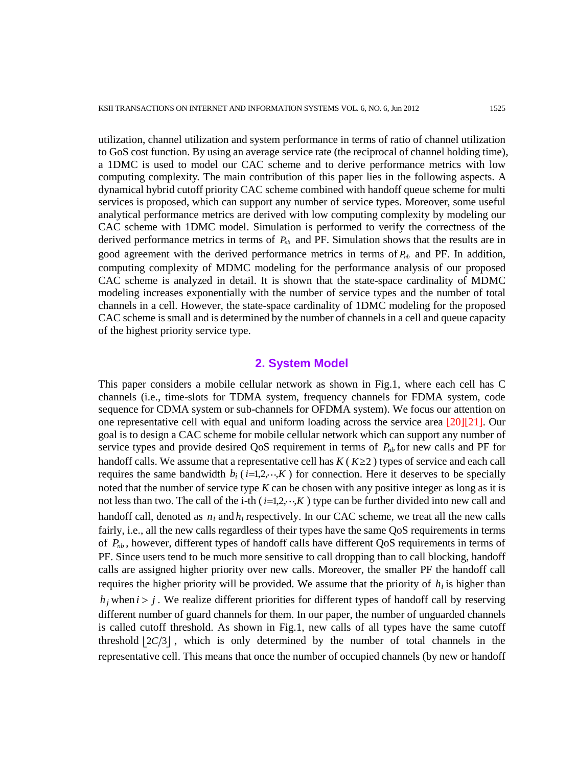utilization, channel utilization and system performance in terms of ratio of channel utilization to GoS cost function. By using an average service rate (the reciprocal of channel holding time), a 1DMC is used to model our CAC scheme and to derive performance metrics with low computing complexity. The main contribution of this paper lies in the following aspects. A dynamical hybrid cutoff priority CAC scheme combined with handoff queue scheme for multi services is proposed, which can support any number of service types. Moreover, some useful analytical performance metrics are derived with low computing complexity by modeling our CAC scheme with 1DMC model. Simulation is performed to verify the correctness of the derived performance metrics in terms of $P_{nb}$ and PF. Simulation shows that the results are in good agreement with the derived performance metrics in terms of $P_{nb}$ and PF. In addition, computing complexity of MDMC modeling for the performance analysis of our proposed CAC scheme is analyzed in detail. It is shown that the state-space cardinality of MDMC modeling increases exponentially with the number of service types and the number of total channels in a cell. However, the state-space cardinality of 1DMC modeling for the proposed CAC scheme is small and is determined by the number of channels in a cell and queue capacity of the highest priority service type.

## 2. System Model

This paper considers a mobile cellular network as shown in Fig.1, where each cell has C channels (i.e., time-slots for TDMA system, frequency channels for FDMA system, code sequence for CDMA system or sub-channels for OFDMA system). We focus our attention on one representative cell with equal and uniform loading across the service area [20][21]. Our goal is to design a CAC scheme for mobile cellular network which can support any number of service types and provide desired QoS requirement in terms of $P_{nb}$ for new calls and PF for handoff calls. We assume that a representative cell has $K$ ( $K \geq 2$ ) types of service and each call requires the same bandwidth $b_i$ ( $i=1,2,\cdots,K$ ) for connection. Here it deserves to be specially noted that the number of service type $K$ can be chosen with any positive integer as long as it is not less than two. The call of the i-th ( $i=1,2,\cdots,K$ ) type can be further divided into new call and handoff call, denoted as $n_i$ and $h_i$ respectively. In our CAC scheme, we treat all the new calls fairly, i.e., all the new calls regardless of their types have the same QoS requirements in terms of $P_{nb}$, however, different types of handoff calls have different QoS requirements in terms of PF. Since users tend to be much more sensitive to call dropping than to call blocking, handoff calls are assigned higher priority over new calls. Moreover, the smaller PF the handoff call requires the higher priority will be provided. We assume that the priority of $h_i$ is higher than $h_j$ when $i > j$. We realize different priorities for different types of handoff call by reserving different number of guard channels for them. In our paper, the number of unguarded channels is called cutoff threshold. As shown in Fig.1, new calls of all types have the same cutoff threshold $\lfloor 2C/3 \rfloor$, which is only determined by the number of total channels in the representative cell. This means that once the number of occupied channels (by new or handoff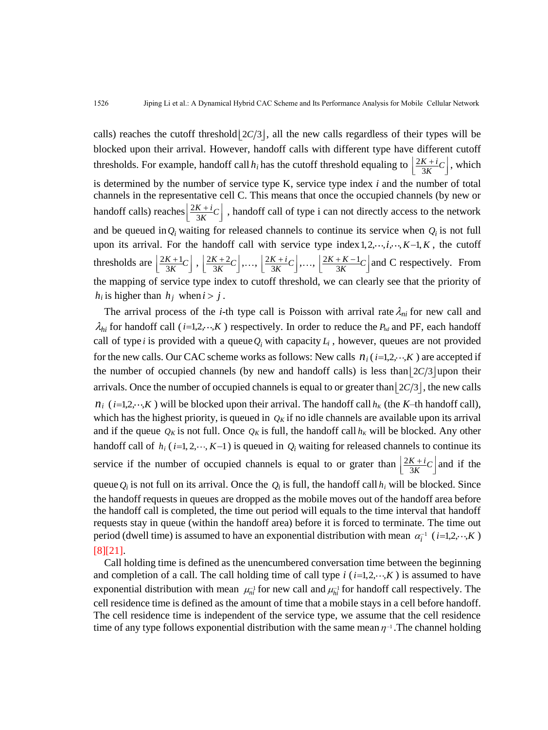calls) reaches the cutoff threshold $\lfloor 2C/3 \rfloor$, all the new calls regardless of their types will be blocked upon their arrival. However, handoff calls with different type have different cutoff thresholds. For example, handoff call $h_i$ has the cutoff threshold equaling to $\left\lfloor \frac{2K+i}{3K}C \right\rfloor$, which is determined by the number of service type K, service type index $i$ and the number of total channels in the representative cell C. This means that once the occupied channels (by new or handoff calls) reaches $\left\lfloor \frac{2K+i}{3K}C \right\rfloor$, handoff call of type i can not directly access to the network and be queued in $Q_i$ waiting for released channels to continue its service when $Q_i$ is not full upon its arrival. For the handoff call with service type index $1, 2, \cdots, i, \cdots, K-1, K$, the cutoff thresholds are $\left\lfloor \frac{2K+1}{3K}C \right\rfloor$, $\left\lfloor \frac{2K+2}{3K}C \right\rfloor, \ldots, \left\lfloor \frac{2K+i}{3K}C \right\rfloor, \ldots, \left\lfloor \frac{2K+K-1}{3K}C \right\rfloor$ and C respectively. From the mapping of service type index to cutoff threshold, we can clearly see that the priority of $h_i$ is higher than $h_j$ when $i > j$.

The arrival process of the $i$-th type call is Poisson with arrival rate $\lambda_{ni}$ for new call and $\lambda_{hi}$ for handoff call ($i=1,2,\cdots,K$) respectively. In order to reduce the $P_{hd}$ and PF, each handoff call of type $i$ is provided with a queue $Q_i$ with capacity $L_i$, however, queues are not provided for the new calls. Our CAC scheme works as follows: New calls $n_i$ ($i=1,2,\cdots,K$) are accepted if the number of occupied channels (by new and handoff calls) is less than $\lfloor 2C/3 \rfloor$ upon their arrivals. Once the number of occupied channels is equal to or greater than $\lfloor 2C/3 \rfloor$, the new calls $n_i$ ($i=1,2,\cdots,K$) will be blocked upon their arrival. The handoff call $h_K$ (the $K$–th handoff call), which has the highest priority, is queued in $Q_K$ if no idle channels are available upon its arrival and if the queue $Q_K$ is not full. Once $Q_K$ is full, the handoff call $h_K$ will be blocked. Any other handoff call of $h_i$ ($i=1, 2,\cdots, K-1$) is queued in $Q_i$ waiting for released channels to continue its service if the number of occupied channels is equal to or grater than $\left\lfloor \frac{2K+i}{3K}C \right\rfloor$ and if the queue $Q_i$ is not full on its arrival. Once the $Q_i$ is full, the handoff call $h_i$ will be blocked. Since the handoff requests in queues are dropped as the mobile moves out of the handoff area before the handoff call is completed, the time out period will equals to the time interval that handoff requests stay in queue (within the handoff area) before it is forced to terminate. The time out period (dwell time) is assumed to have an exponential distribution with mean $\alpha_i^{-1}$ ($i=1,2,\cdots,K$) [8][21].

Call holding time is defined as the unencumbered conversation time between the beginning and completion of a call. The call holding time of call type $i$ ($i=1,2,\cdots,K$) is assumed to have exponential distribution with mean $\mu_{ni}^{-1}$ for new call and $\mu_{hi}^{-1}$ for handoff call respectively. The cell residence time is defined as the amount of time that a mobile stays in a cell before handoff. The cell residence time is independent of the service type, we assume that the cell residence time of any type follows exponential distribution with the same mean $\eta^{-1}$. The channel holding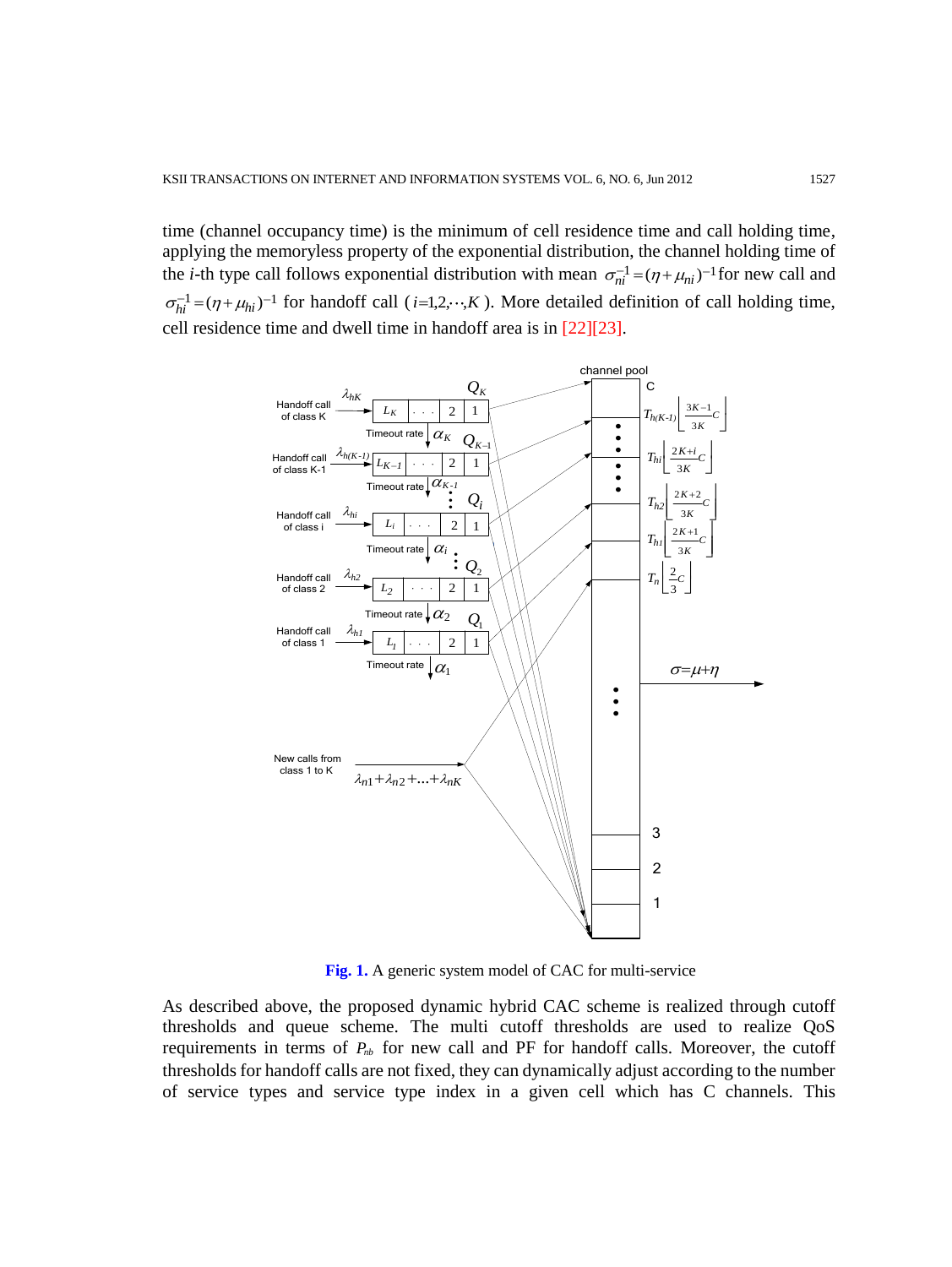time (channel occupancy time) is the minimum of cell residence time and call holding time, applying the memoryless property of the exponential distribution, the channel holding time of the $i$-th type call follows exponential distribution with mean $\sigma_{ni}^{-1}=(\eta+\mu_{ni})^{-1}$ for new call and $\sigma_{hi}^{-1}=(\eta+\mu_{hi})^{-1}$ for handoff call ($i=1,2,\cdots,K$). More detailed definition of call holding time, cell residence time and dwell time in handoff area is in [22][23].

**Fig. 1.** A generic system model of CAC for multi-service

As described above, the proposed dynamic hybrid CAC scheme is realized through cutoff thresholds and queue scheme. The multi cutoff thresholds are used to realize QoS requirements in terms of $P_{nb}$ for new call and PF for handoff calls. Moreover, the cutoff thresholds for handoff calls are not fixed, they can dynamically adjust according to the number of service types and service type index in a given cell which has C channels. This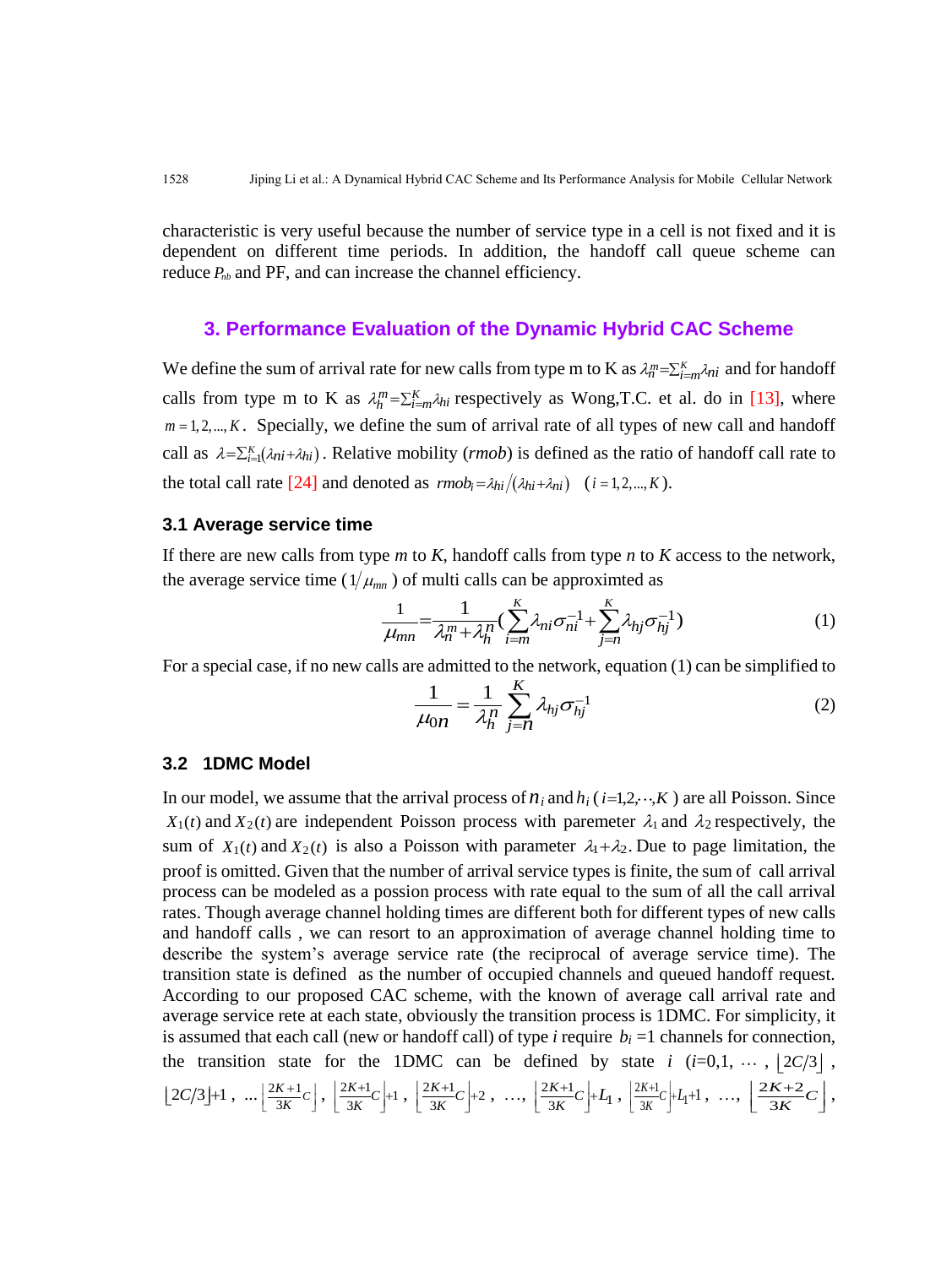characteristic is very useful because the number of service type in a cell is not fixed and it is dependent on different time periods. In addition, the handoff call queue scheme can reduce $P_{nb}$ and PF, and can increase the channel efficiency.

## 3. Performance Evaluation of the Dynamic Hybrid CAC Scheme

We define the sum of arrival rate for new calls from type m to K as $\lambda_n^m = \sum_{i=m}^{K} \lambda_{ni}$ and for handoff calls from type m to K as $\lambda_h^m = \sum_{i=m}^{K} \lambda_{hi}$ respectively as Wong,T.C. et al. do in [13], where $m = 1, 2, ..., K$. Specially, we define the sum of arrival rate of all types of new call and handoff call as $\lambda = \sum_{i=1}^{K} (\lambda_{ni} + \lambda_{hi})$. Relative mobility (*rmob*) is defined as the ratio of handoff call rate to the total call rate [24] and denoted as $rmob_i = \lambda_{hi} / (\lambda_{hi} + \lambda_{ni})$ $(i = 1, 2, ..., K)$.

### 3.1 Average service time

If there are new calls from type $m$ to $K$, handoff calls from type $n$ to $K$ access to the network, the average service time ($1/\mu_{mn}$) of multi calls can be approximted as

$$\frac{1}{\mu_{mn}} = \frac{1}{\lambda_n^m + \lambda_h^n} \left( \sum_{i=m}^{K} \lambda_{ni} \sigma_{ni}^{-1} + \sum_{j=n}^{K} \lambda_{hj} \sigma_{hj}^{-1} \right) \tag{1}$$

For a special case, if no new calls are admitted to the network, equation (1) can be simplified to

$$\frac{1}{\mu_{0n}} = \frac{1}{\lambda_h^n} \sum_{j=n}^{K} \lambda_{hj} \sigma_{hj}^{-1} \tag{2}$$

### 3.2 1DMC Model

In our model, we assume that the arrival process of $n_i$ and $h_i$ ($i=1,2,\cdots,K$) are all Poisson. Since $X_1(t)$ and $X_2(t)$ are independent Poisson process with paremeter $\lambda_1$ and $\lambda_2$ respectively, the sum of $X_1(t)$ and $X_2(t)$ is also a Poisson with parameter $\lambda_1 + \lambda_2$. Due to page limitation, the proof is omitted. Given that the number of arrival service types is finite, the sum of call arrival process can be modeled as a possion process with rate equal to the sum of all the call arrival rates. Though average channel holding times are different both for different types of new calls and handoff calls , we can resort to an approximation of average channel holding time to describe the system's average service rate (the reciprocal of average service time). The transition state is defined as the number of occupied channels and queued handoff request. According to our proposed CAC scheme, with the known of average call arrival rate and average service rete at each state, obviously the transition process is 1DMC. For simplicity, it is assumed that each call (new or handoff call) of type $i$ require $b_i = 1$ channels for connection, the transition state for the 1DMC can be defined by state $i$ ($i$=0,1, $\cdots$ , $\lfloor 2C/3 \rfloor$ , $\lfloor 2C/3 \rfloor + 1$ , ... $\left\lfloor \frac{2K+1}{3K} C \right\rfloor$ , $\left\lfloor \frac{2K+1}{3K} C \right\rfloor + 1$ , $\left\lfloor \frac{2K+1}{3K} C \right\rfloor + 2$ , ..., $\left\lfloor \frac{2K+1}{3K} C \right\rfloor + L_1$ , $\left\lfloor \frac{2K+1}{3K} C \right\rfloor + L_1 + 1$ , ..., $\left\lfloor \frac{2K+2}{3K} C \right\rfloor$ ,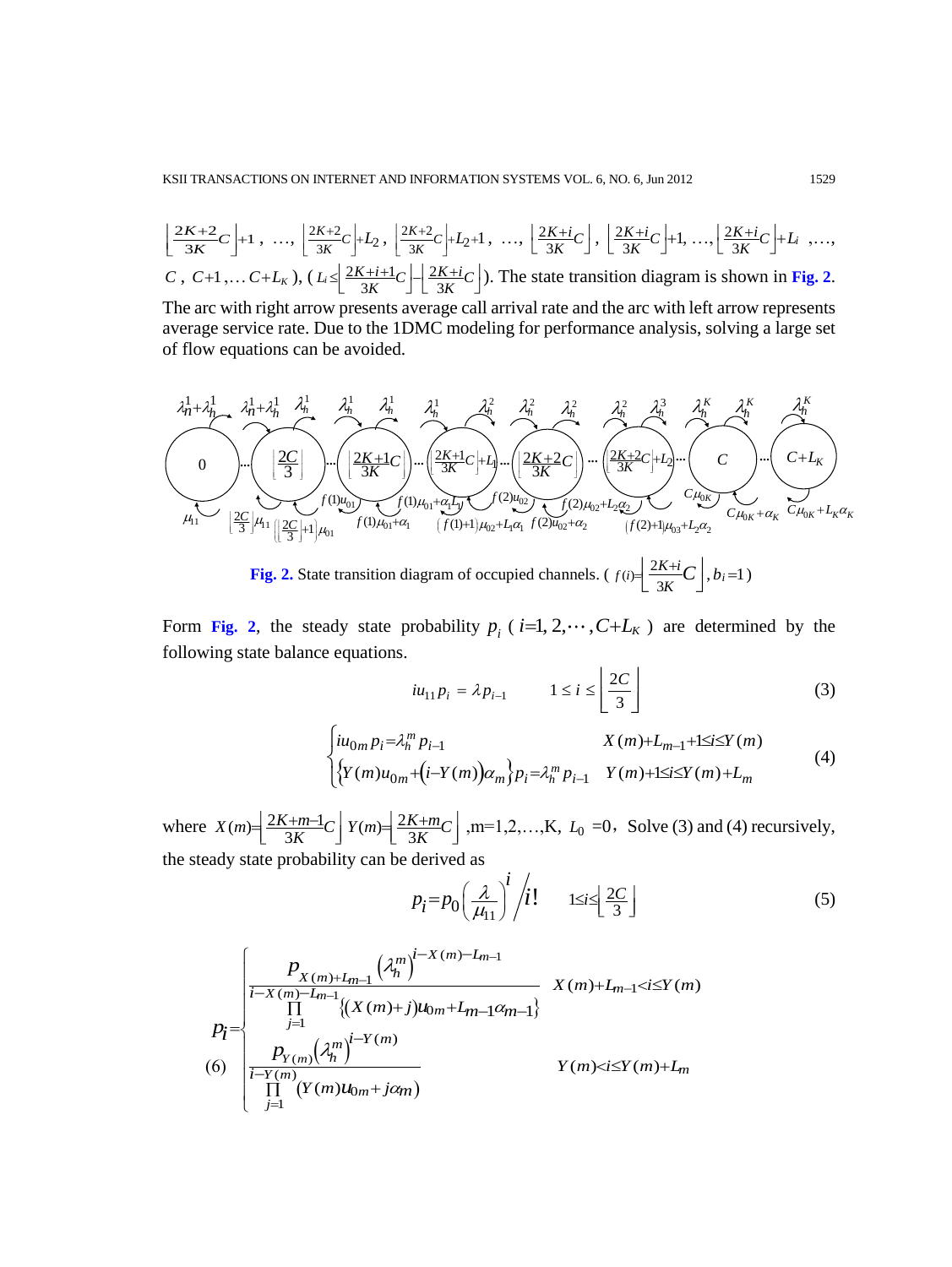$\left\lfloor \frac{2K+2}{3K}C \right\rfloor+1$ , …, $\left\lfloor \frac{2K+2}{3K}C \right\rfloor+L_2$ , $\left\lfloor \frac{2K+2}{3K}C \right\rfloor+L_2+1$ , …, $\left\lfloor \frac{2K+i}{3K}C \right\rfloor$ , $\left\lfloor \frac{2K+i}{3K}C \right\rfloor+1$, …, $\left\lfloor \frac{2K+i}{3K}C \right\rfloor+L_i$ ,…, $C$ , $C+1$ ,… $C+L_K$ ), ( $L_i \le \left\lfloor \frac{2K+i+1}{3K}C \right\rfloor - \left\lfloor \frac{2K+i}{3K}C \right\rfloor$ ). The state transition diagram is shown in **Fig. 2**. The arc with right arrow presents average call arrival rate and the arc with left arrow represents average service rate. Due to the 1DMC modeling for performance analysis, solving a large set of flow equations can be avoided.

**Fig. 2.** State transition diagram of occupied channels. ( $f(i)=\left\lfloor \frac{2K+i}{3K}C \right\rfloor, b_i=1$ )

Form **Fig. 2**, the steady state probability $p_i$ ( $i=1,2,\cdots,C+L_K$ ) are determined by the following state balance equations.

$$i u_{11} p_i = \lambda p_{i-1} \qquad 1 \le i \le \left\lfloor \frac{2C}{3} \right\rfloor \tag{3}$$

$$\begin{cases} i u_{0m} p_i = \lambda_h^m p_{i-1} & X(m)+L_{m-1}+1 \le i \le Y(m) \\ \left\{ Y(m) u_{0m} + \left(i - Y(m)\right)\alpha_m \right\} p_i = \lambda_h^m p_{i-1} & Y(m)+1 \le i \le Y(m)+L_m \end{cases} \tag{4}$$

where $X(m)=\left\lfloor \frac{2K+m-1}{3K}C \right\rfloor$ $Y(m)=\left\lfloor \frac{2K+m}{3K}C \right\rfloor$ ,m=1,2,…,K, $L_0$ =0, Solve (3) and (4) recursively, the steady state probability can be derived as

$$p_i = p_0 \left( \frac{\lambda}{\mu_{11}} \right)^i \Big/ i! \qquad 1 \le i \le \left\lfloor \frac{2C}{3} \right\rfloor \tag{5}$$

$$p_i = \begin{cases} \dfrac{p_{X(m)+L_{m-1}} \left(\lambda_h^m\right)^{i-X(m)-L_{m-1}}}{\prod_{j=1}^{i-X(m)-L_{m-1}} \left\{ (X(m)+j) u_{0m} + L_{m-1}\alpha_{m-1} \right\}} & X(m)+L_{m-1} < i \le Y(m) \\ \dfrac{p_{Y(m)} \left(\lambda_h^m\right)^{i-Y(m)}}{\prod_{j=1}^{i-Y(m)} \left( Y(m) u_{0m} + j\alpha_m \right)} & Y(m) < i \le Y(m)+L_m \end{cases} \tag{6}$$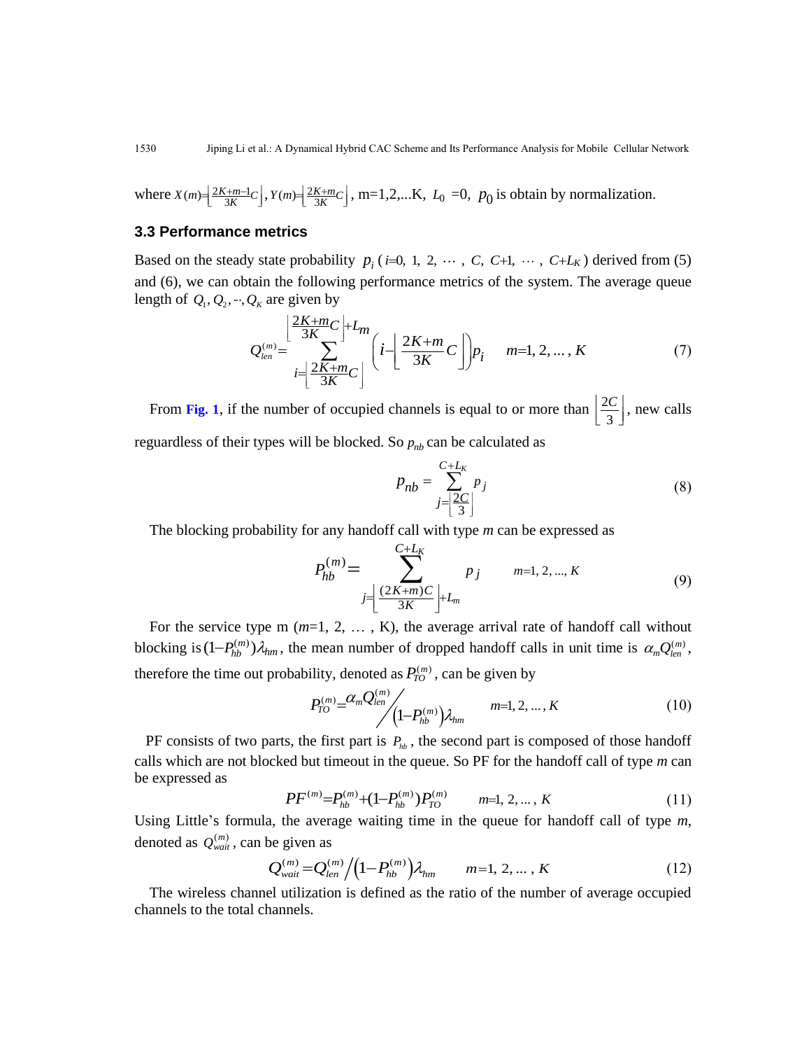where $X(m)=\left\lfloor \frac{2K+m-1}{3K}C \right\rfloor$, $Y(m)=\left\lfloor \frac{2K+m}{3K}C \right\rfloor$, m=1,2,...K, $L_0$ =0, $p_0$ is obtain by normalization.

### 3.3 Performance metrics

Based on the steady state probability $p_i$ ($i$=0, 1, 2, $\cdots$ , $C$, $C$+1, $\cdots$ , $C$+$L_K$) derived from (5) and (6), we can obtain the following performance metrics of the system. The average queue length of $Q_1, Q_2, \cdots, Q_K$ are given by

$$Q_{len}^{(m)}=\sum_{i=\left\lfloor \frac{2K+m}{3K}C \right\rfloor}^{\left\lfloor \frac{2K+m}{3K}C \right\rfloor+L_m}\left(i-\left\lfloor \frac{2K+m}{3K}C \right\rfloor\right)p_i \qquad m=1, 2, \ldots, K \tag{7}$$

From **Fig. 1**, if the number of occupied channels is equal to or more than $\left\lfloor \frac{2C}{3} \right\rfloor$, new calls reguardless of their types will be blocked. So $p_{nb}$ can be calculated as

$$p_{nb}=\sum_{j=\left\lfloor \frac{2C}{3} \right\rfloor}^{C+L_K} p_j \tag{8}$$

The blocking probability for any handoff call with type $m$ can be expressed as

$$P_{hb}^{(m)}=\sum_{j=\left\lfloor \frac{(2K+m)C}{3K} \right\rfloor+L_m}^{C+L_K} p_j \qquad m=1, 2, ..., K \tag{9}$$

For the service type m ($m$=1, 2, … , K), the average arrival rate of handoff call without blocking is $(1-P_{hb}^{(m)})\lambda_{hm}$, the mean number of dropped handoff calls in unit time is $\alpha_m Q_{len}^{(m)}$, therefore the time out probability, denoted as $P_{TO}^{(m)}$, can be given by

$$P_{TO}^{(m)}=\alpha_m Q_{len}^{(m)} \Big/ \left(1-P_{hb}^{(m)}\right)\lambda_{hm} \qquad m=1, 2, \ldots, K \tag{10}$$

PF consists of two parts, the first part is $P_{hb}$, the second part is composed of those handoff calls which are not blocked but timeout in the queue. So PF for the handoff call of type $m$ can be expressed as

$$PF^{(m)}=P_{hb}^{(m)}+(1-P_{hb}^{(m)})P_{TO}^{(m)} \qquad m=1, 2, \ldots, K \tag{11}$$

Using Little's formula, the average waiting time in the queue for handoff call of type $m$, denoted as $Q_{wait}^{(m)}$, can be given as

$$Q_{wait}^{(m)}=Q_{len}^{(m)} \Big/ \left(1-P_{hb}^{(m)}\right)\lambda_{hm} \qquad m=1, 2, \ldots, K \tag{12}$$

The wireless channel utilization is defined as the ratio of the number of average occupied channels to the total channels.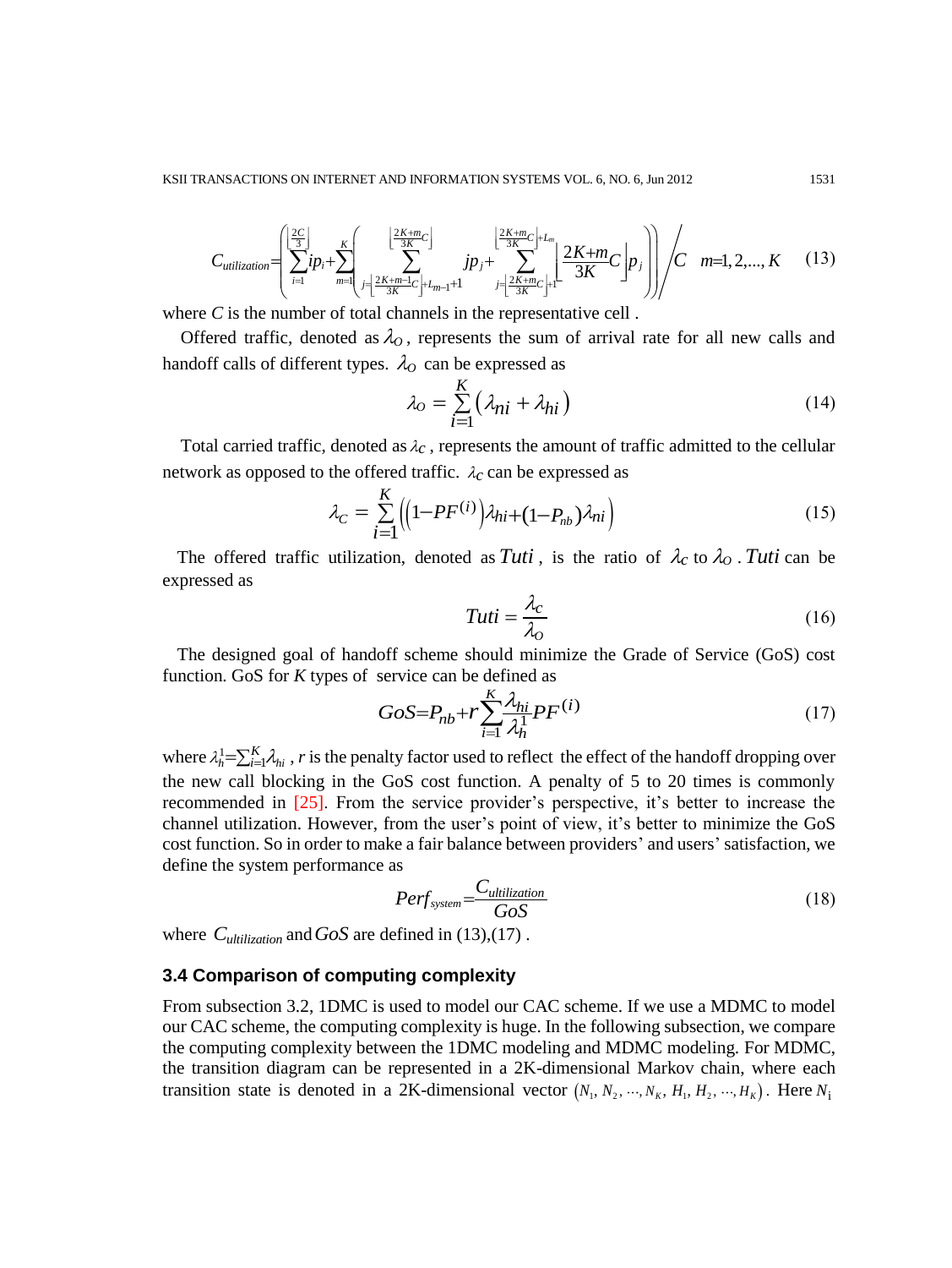$$C_{utilization}=\left(\left(\sum_{i=1}^{\left\lfloor\frac{2C}{3}\right\rfloor} ip_i+\sum_{m=1}^{K}\left(\sum_{j=\left\lfloor\frac{2K+m-1}{3K}C\right\rfloor+L_{m-1}+1}^{\left\lfloor\frac{2K+m}{3K}C\right\rfloor} jp_j+\sum_{j=\left\lfloor\frac{2K+m}{3K}C\right\rfloor+1}^{\left\lfloor\frac{2K+m}{3K}C\right\rfloor+L_m}\left\lfloor\frac{2K+m}{3K}C\right\rfloor p_j\right)\right)\right)\Bigg/C \quad m=1,2,...,K \tag{13}$$

where $C$ is the number of total channels in the representative cell .

Offered traffic, denoted as $\lambda_O$, represents the sum of arrival rate for all new calls and handoff calls of different types. $\lambda_O$ can be expressed as

$$\lambda_O=\sum_{i=1}^{K}\left(\lambda_{ni}+\lambda_{hi}\right) \tag{14}$$

Total carried traffic, denoted as $\lambda_C$, represents the amount of traffic admitted to the cellular network as opposed to the offered traffic. $\lambda_C$ can be expressed as

$$\lambda_C=\sum_{i=1}^{K}\left(\left(1-PF^{(i)}\right)\lambda_{hi}+\left(1-P_{nb}\right)\lambda_{ni}\right) \tag{15}$$

The offered traffic utilization, denoted as $Tuti$, is the ratio of $\lambda_C$ to $\lambda_O$. $Tuti$ can be expressed as

$$Tuti=\frac{\lambda_C}{\lambda_O} \tag{16}$$

The designed goal of handoff scheme should minimize the Grade of Service (GoS) cost function. GoS for $K$ types of service can be defined as

$$GoS=P_{nb}+r\sum_{i=1}^{K}\frac{\lambda_{hi}}{\lambda_h^1}PF^{(i)} \tag{17}$$

where $\lambda_h^1=\sum_{i=1}^{K}\lambda_{hi}$, $r$ is the penalty factor used to reflect the effect of the handoff dropping over the new call blocking in the GoS cost function. A penalty of 5 to 20 times is commonly recommended in [25]. From the service provider's perspective, it's better to increase the channel utilization. However, from the user's point of view, it's better to minimize the GoS cost function. So in order to make a fair balance between providers' and users' satisfaction, we define the system performance as

$$Perf_{system}=\frac{C_{ultilization}}{GoS} \tag{18}$$

where $C_{ultilization}$ and $GoS$ are defined in (13),(17) .

### 3.4 Comparison of computing complexity

From subsection 3.2, 1DMC is used to model our CAC scheme. If we use a MDMC to model our CAC scheme, the computing complexity is huge. In the following subsection, we compare the computing complexity between the 1DMC modeling and MDMC modeling. For MDMC, the transition diagram can be represented in a 2K-dimensional Markov chain, where each transition state is denoted in a 2K-dimensional vector $(N_1, N_2, \cdots, N_K, H_1, H_2, \cdots, H_K)$. Here $N_i$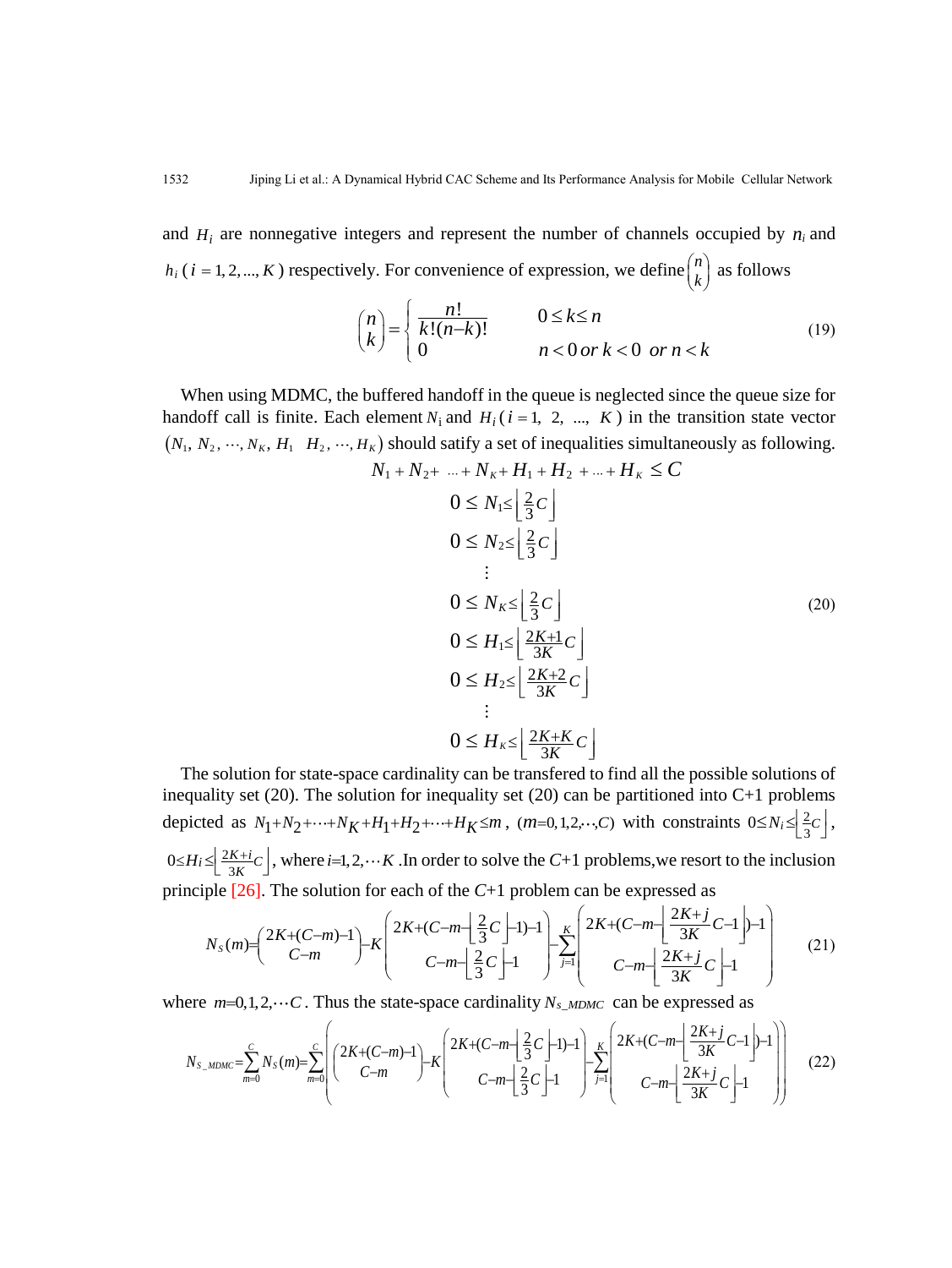and $H_i$ are nonnegative integers and represent the number of channels occupied by $n_i$ and $h_i$ ($i = 1, 2, ..., K$) respectively. For convenience of expression, we define $\binom{n}{k}$ as follows

$$\binom{n}{k} = \begin{cases} \dfrac{n!}{k!(n-k)!} & 0 \le k \le n \\ 0 & n < 0 \text{ or } k < 0 \text{ or } n < k \end{cases} \tag{19}$$

When using MDMC, the buffered handoff in the queue is neglected since the queue size for handoff call is finite. Each element $N_i$ and $H_i$ ($i = 1, 2, ..., K$) in the transition state vector $(N_1, N_2, \cdots, N_K, H_1, H_2, \cdots, H_K)$ should satisfy a set of inequalities simultaneously as following.

$$\begin{aligned}
&N_1 + N_2 + \cdots + N_K + H_1 + H_2 + \cdots + H_K \le C \\
&0 \le N_1 \le \left\lfloor \tfrac{2}{3} C \right\rfloor \\
&0 \le N_2 \le \left\lfloor \tfrac{2}{3} C \right\rfloor \\
&\quad \vdots \\
&0 \le N_K \le \left\lfloor \tfrac{2}{3} C \right\rfloor \\
&0 \le H_1 \le \left\lfloor \tfrac{2K+1}{3K} C \right\rfloor \\
&0 \le H_2 \le \left\lfloor \tfrac{2K+2}{3K} C \right\rfloor \\
&\quad \vdots \\
&0 \le H_K \le \left\lfloor \tfrac{2K+K}{3K} C \right\rfloor
\end{aligned} \tag{20}$$

The solution for state-space cardinality can be transfered to find all the possible solutions of inequality set (20). The solution for inequality set (20) can be partitioned into C+1 problems depicted as $N_1+N_2+\cdots+N_K+H_1+H_2+\cdots+H_K \le m$, $(m=0,1,2,\cdots,C)$ with constraints $0 \le N_i \le \left\lfloor \frac{2}{3} C \right\rfloor$, $0 \le H_i \le \left\lfloor \frac{2K+i}{3K} C \right\rfloor$, where $i=1,2,\cdots K$ .In order to solve the $C$+1 problems,we resort to the inclusion principle [26]. The solution for each of the $C$+1 problem can be expressed as

$$N_S(m) = \binom{2K+(C-m)-1}{C-m} - K\binom{2K+(C-m-\left\lfloor \frac{2}{3}C \right\rfloor-1)-1}{C-m-\left\lfloor \frac{2}{3}C \right\rfloor-1} - \sum_{j=1}^{K}\binom{2K+(C-m-\left\lfloor \frac{2K+j}{3K}C-1 \right\rfloor)-1}{C-m-\left\lfloor \frac{2K+j}{3K}C \right\rfloor-1} \tag{21}$$

where $m=0,1,2,\cdots C$. Thus the state-space cardinality $N_{S\_MDMC}$ can be expressed as

$$N_{S\_MDMC} = \sum_{m=0}^{C} N_S(m) = \sum_{m=0}^{C}\left(\binom{2K+(C-m)-1}{C-m} - K\binom{2K+(C-m-\left\lfloor \frac{2}{3}C \right\rfloor-1)-1}{C-m-\left\lfloor \frac{2}{3}C \right\rfloor-1} - \sum_{j=1}^{K}\binom{2K+(C-m-\left\lfloor \frac{2K+j}{3K}C-1 \right\rfloor)-1}{C-m-\left\lfloor \frac{2K+j}{3K}C \right\rfloor-1}\right) \tag{22}$$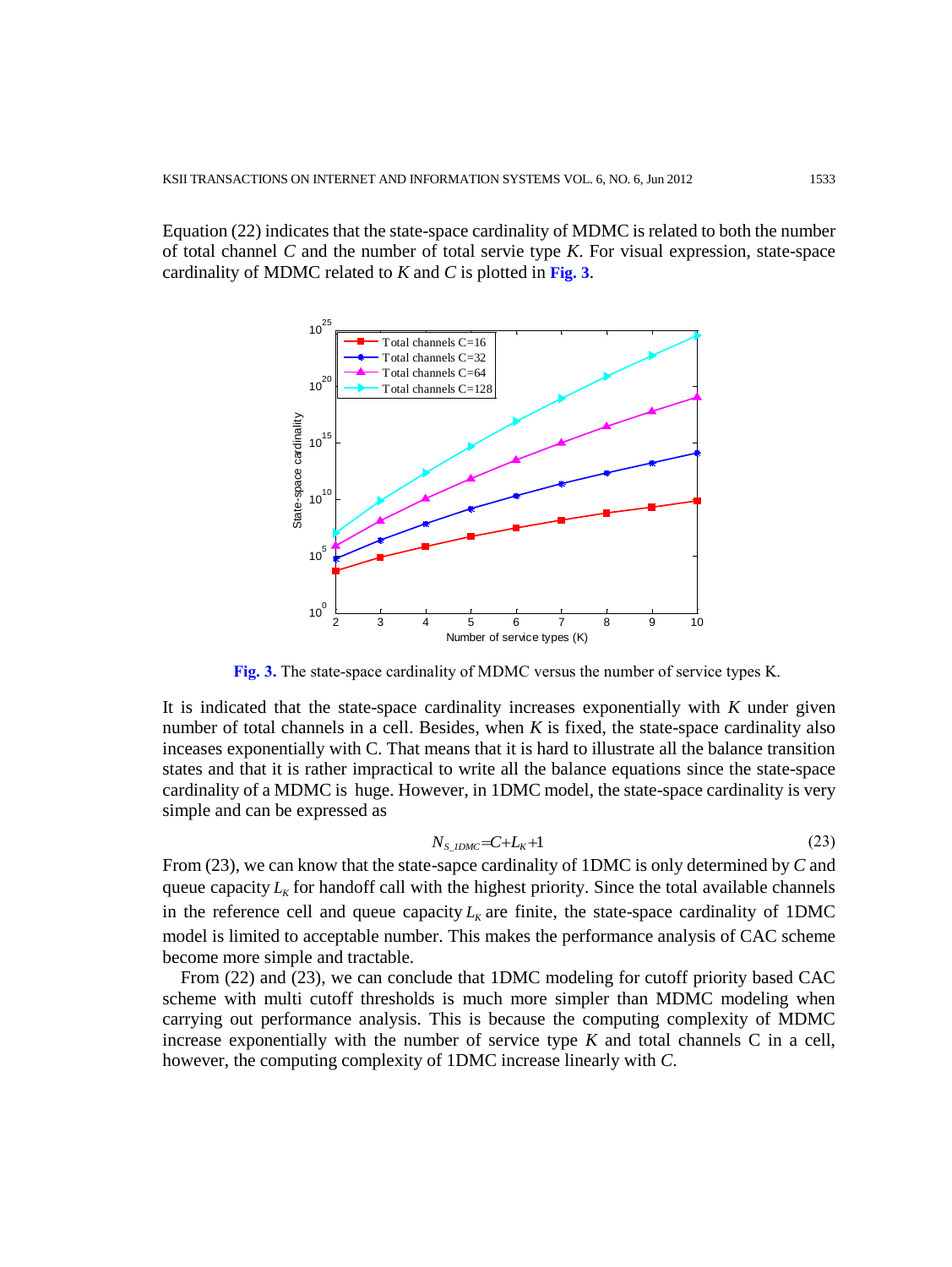Equation (22) indicates that the state-space cardinality of MDMC is related to both the number of total channel $C$ and the number of total servie type $K$. For visual expression, state-space cardinality of MDMC related to $K$ and $C$ is plotted in **Fig. 3**.

**Fig. 3.** The state-space cardinality of MDMC versus the number of service types K.

It is indicated that the state-space cardinality increases exponentially with $K$ under given number of total channels in a cell. Besides, when $K$ is fixed, the state-space cardinality also inceases exponentially with C. That means that it is hard to illustrate all the balance transition states and that it is rather impractical to write all the balance equations since the state-space cardinality of a MDMC is huge. However, in 1DMC model, the state-space cardinality is very simple and can be expressed as

$$N_{S\_1DMC}=C+L_K+1 \tag{23}$$

From (23), we can know that the state-sapce cardinality of 1DMC is only determined by $C$ and queue capacity $L_K$ for handoff call with the highest priority. Since the total available channels in the reference cell and queue capacity $L_K$ are finite, the state-space cardinality of 1DMC model is limited to acceptable number. This makes the performance analysis of CAC scheme become more simple and tractable.

From (22) and (23), we can conclude that 1DMC modeling for cutoff priority based CAC scheme with multi cutoff thresholds is much more simpler than MDMC modeling when carrying out performance analysis. This is because the computing complexity of MDMC increase exponentially with the number of service type $K$ and total channels C in a cell, however, the computing complexity of 1DMC increase linearly with $C$.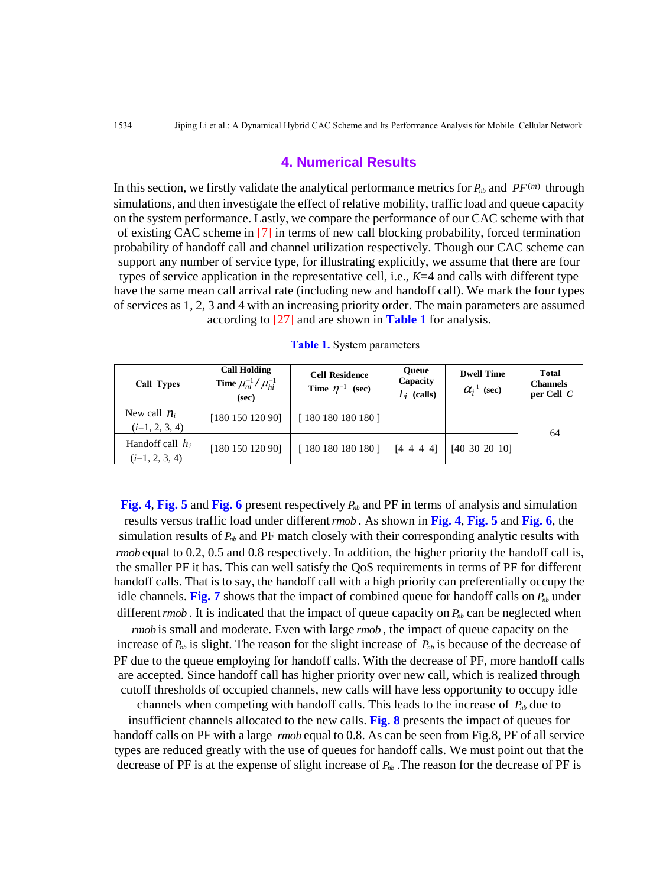## 4. Numerical Results

In this section, we firstly validate the analytical performance metrics for $P_{nb}$ and $PF^{(m)}$ through simulations, and then investigate the effect of relative mobility, traffic load and queue capacity on the system performance. Lastly, we compare the performance of our CAC scheme with that of existing CAC scheme in [7] in terms of new call blocking probability, forced termination probability of handoff call and channel utilization respectively. Though our CAC scheme can support any number of service type, for illustrating explicitly, we assume that there are four types of service application in the representative cell, i.e., $K$=4 and calls with different type have the same mean call arrival rate (including new and handoff call). We mark the four types of services as 1, 2, 3 and 4 with an increasing priority order. The main parameters are assumed according to [27] and are shown in **Table 1** for analysis.

**Table 1.** System parameters

| Call Types | Call Holding Time $\mu_{ni}^{-1}/\mu_{hi}^{-1}$ (sec) | Cell Residence Time $\eta^{-1}$ (sec) | Queue Capacity $L_i$ (calls) | Dwell Time $\alpha_i^{-1}$ (sec) | Total Channels per Cell $C$ |
|---|---|---|---|---|---|
| New call $n_i$ ($i$=1, 2, 3, 4) | [180 150 120 90] | [ 180 180 180 180 ] | — | — | 64 |
| Handoff call $h_i$ ($i$=1, 2, 3, 4) | [180 150 120 90] | [ 180 180 180 180 ] | [4 4 4 4] | [40 30 20 10] | |

**Fig. 4**, **Fig. 5** and **Fig. 6** present respectively $P_{nb}$ and PF in terms of analysis and simulation results versus traffic load under different $rmob$. As shown in **Fig. 4**, **Fig. 5** and **Fig. 6**, the simulation results of $P_{nb}$ and PF match closely with their corresponding analytic results with $rmob$ equal to 0.2, 0.5 and 0.8 respectively. In addition, the higher priority the handoff call is, the smaller PF it has. This can well satisfy the QoS requirements in terms of PF for different handoff calls. That is to say, the handoff call with a high priority can preferentially occupy the idle channels. **Fig. 7** shows that the impact of combined queue for handoff calls on $P_{nb}$ under different $rmob$. It is indicated that the impact of queue capacity on $P_{nb}$ can be neglected when $rmob$ is small and moderate. Even with large $rmob$, the impact of queue capacity on the increase of $P_{nb}$ is slight. The reason for the slight increase of $P_{nb}$ is because of the decrease of PF due to the queue employing for handoff calls. With the decrease of PF, more handoff calls are accepted. Since handoff call has higher priority over new call, which is realized through cutoff thresholds of occupied channels, new calls will have less opportunity to occupy idle channels when competing with handoff calls. This leads to the increase of $P_{nb}$ due to insufficient channels allocated to the new calls. **Fig. 8** presents the impact of queues for handoff calls on PF with a large $rmob$ equal to 0.8. As can be seen from Fig.8, PF of all service types are reduced greatly with the use of queues for handoff calls. We must point out that the decrease of PF is at the expense of slight increase of $P_{nb}$ .The reason for the decrease of PF is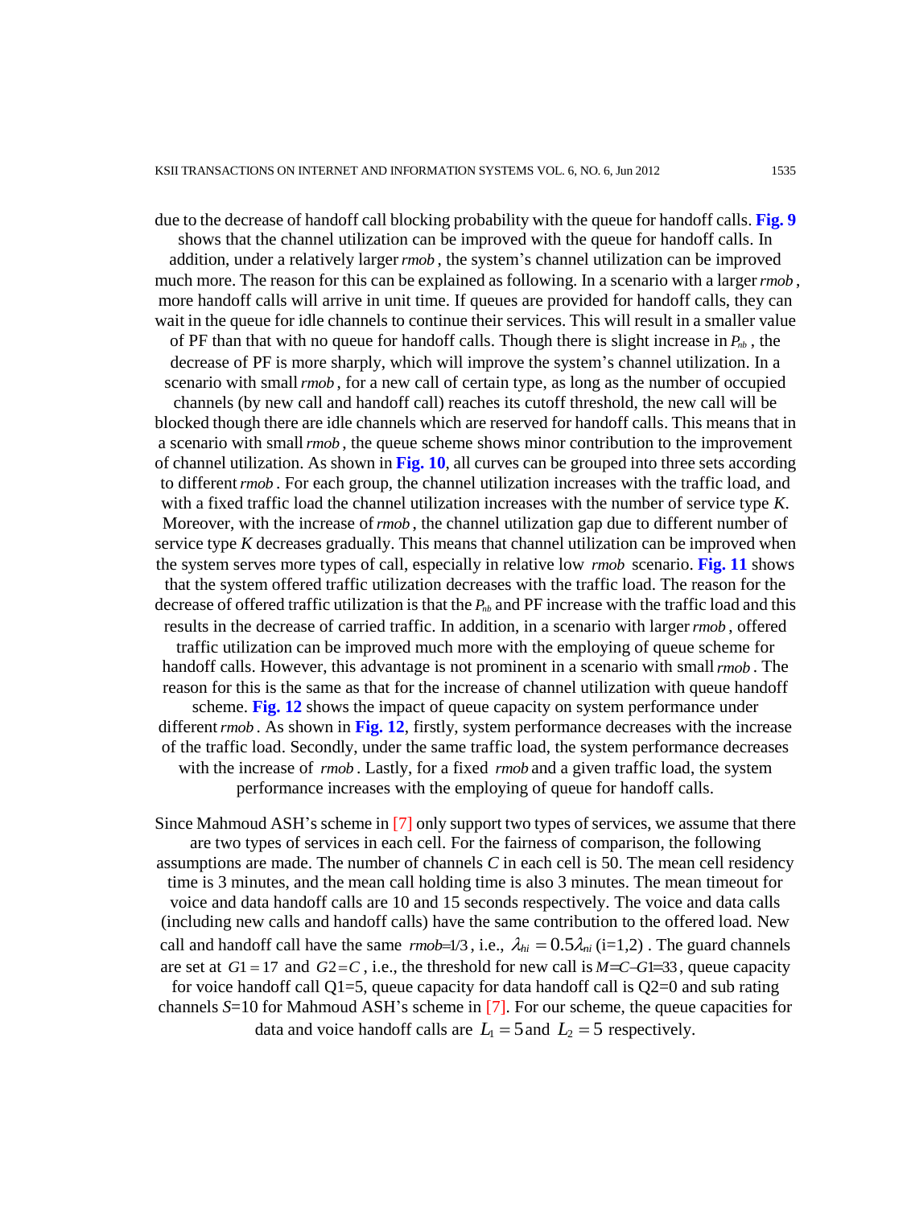due to the decrease of handoff call blocking probability with the queue for handoff calls. **Fig. 9** shows that the channel utilization can be improved with the queue for handoff calls. In addition, under a relatively larger $rmob$, the system's channel utilization can be improved much more. The reason for this can be explained as following. In a scenario with a larger $rmob$, more handoff calls will arrive in unit time. If queues are provided for handoff calls, they can wait in the queue for idle channels to continue their services. This will result in a smaller value of PF than that with no queue for handoff calls. Though there is slight increase in $P_{nb}$, the decrease of PF is more sharply, which will improve the system's channel utilization. In a scenario with small $rmob$, for a new call of certain type, as long as the number of occupied channels (by new call and handoff call) reaches its cutoff threshold, the new call will be blocked though there are idle channels which are reserved for handoff calls. This means that in a scenario with small $rmob$, the queue scheme shows minor contribution to the improvement of channel utilization. As shown in **Fig. 10**, all curves can be grouped into three sets according to different $rmob$. For each group, the channel utilization increases with the traffic load, and with a fixed traffic load the channel utilization increases with the number of service type $K$. Moreover, with the increase of $rmob$, the channel utilization gap due to different number of service type $K$ decreases gradually. This means that channel utilization can be improved when the system serves more types of call, especially in relative low $rmob$ scenario. **Fig. 11** shows that the system offered traffic utilization decreases with the traffic load. The reason for the decrease of offered traffic utilization is that the $P_{nb}$ and PF increase with the traffic load and this results in the decrease of carried traffic. In addition, in a scenario with larger $rmob$, offered traffic utilization can be improved much more with the employing of queue scheme for handoff calls. However, this advantage is not prominent in a scenario with small $rmob$. The reason for this is the same as that for the increase of channel utilization with queue handoff scheme. **Fig. 12** shows the impact of queue capacity on system performance under different $rmob$. As shown in **Fig. 12**, firstly, system performance decreases with the increase of the traffic load. Secondly, under the same traffic load, the system performance decreases with the increase of $rmob$. Lastly, for a fixed $rmob$ and a given traffic load, the system performance increases with the employing of queue for handoff calls.

Since Mahmoud ASH's scheme in [7] only support two types of services, we assume that there are two types of services in each cell. For the fairness of comparison, the following assumptions are made. The number of channels $C$ in each cell is 50. The mean cell residency time is 3 minutes, and the mean call holding time is also 3 minutes. The mean timeout for voice and data handoff calls are 10 and 15 seconds respectively. The voice and data calls (including new calls and handoff calls) have the same contribution to the offered load. New call and handoff call have the same $rmob=1/3$, i.e., $\lambda_{hi} = 0.5\lambda_{ni}$ (i=1,2). The guard channels are set at $G1 = 17$ and $G2 = C$, i.e., the threshold for new call is $M = C - G1 = 33$, queue capacity for voice handoff call Q1=5, queue capacity for data handoff call is Q2=0 and sub rating channels $S$=10 for Mahmoud ASH's scheme in [7]. For our scheme, the queue capacities for data and voice handoff calls are $L_1 = 5$ and $L_2 = 5$ respectively.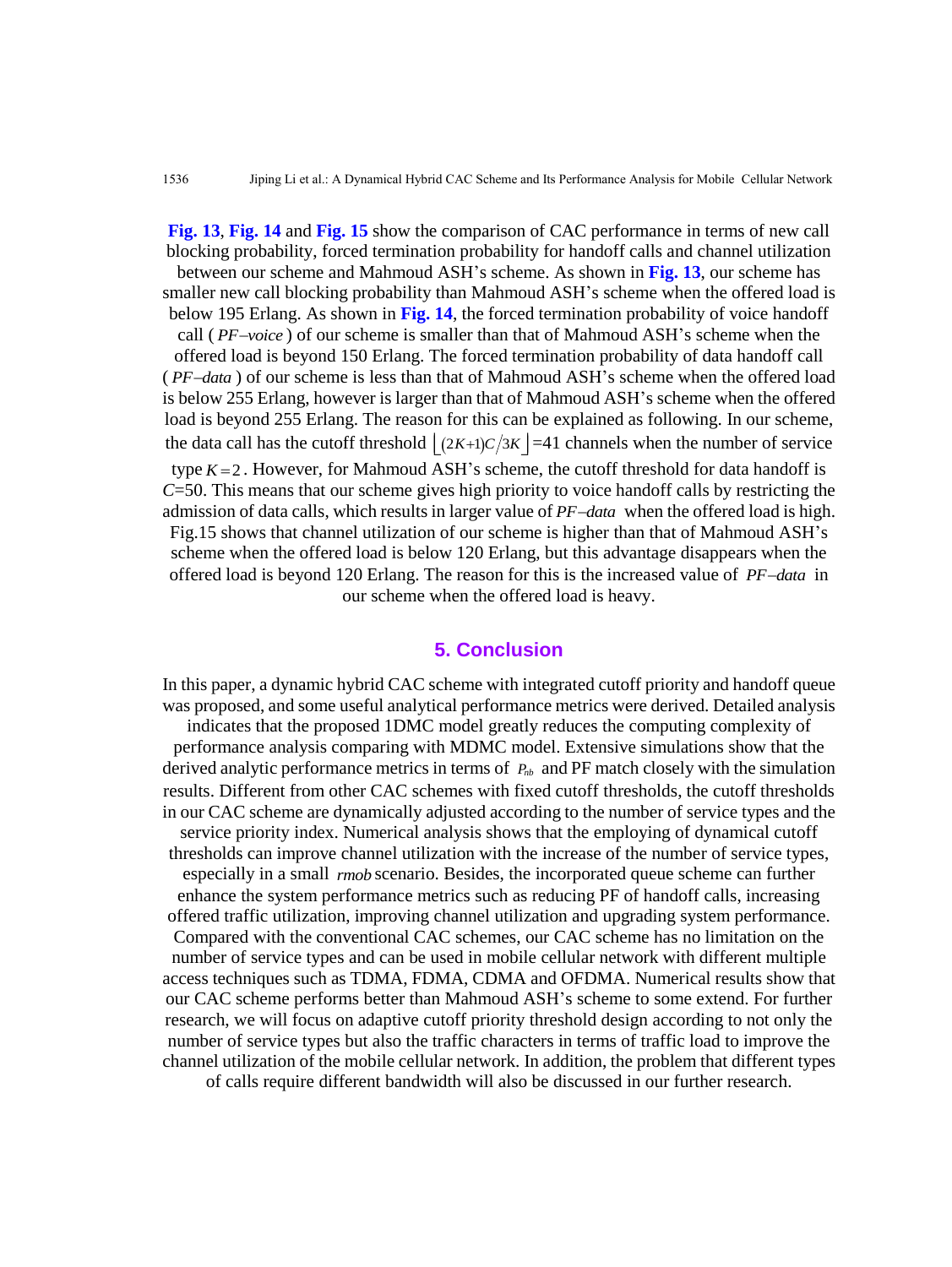**Fig. 13**, **Fig. 14** and **Fig. 15** show the comparison of CAC performance in terms of new call blocking probability, forced termination probability for handoff calls and channel utilization between our scheme and Mahmoud ASH's scheme. As shown in **Fig. 13**, our scheme has smaller new call blocking probability than Mahmoud ASH's scheme when the offered load is below 195 Erlang. As shown in **Fig. 14**, the forced termination probability of voice handoff call ( $PF\text{–}voice$ ) of our scheme is smaller than that of Mahmoud ASH's scheme when the offered load is beyond 150 Erlang. The forced termination probability of data handoff call ( $PF\text{–}data$ ) of our scheme is less than that of Mahmoud ASH's scheme when the offered load is below 255 Erlang, however is larger than that of Mahmoud ASH's scheme when the offered load is beyond 255 Erlang. The reason for this can be explained as following. In our scheme, the data call has the cutoff threshold $\lfloor (2K+1)C/3K \rfloor$=41 channels when the number of service type $K=2$. However, for Mahmoud ASH's scheme, the cutoff threshold for data handoff is $C$=50. This means that our scheme gives high priority to voice handoff calls by restricting the admission of data calls, which results in larger value of $PF\text{–}data$ when the offered load is high. Fig.15 shows that channel utilization of our scheme is higher than that of Mahmoud ASH's scheme when the offered load is below 120 Erlang, but this advantage disappears when the offered load is beyond 120 Erlang. The reason for this is the increased value of $PF\text{–}data$ in our scheme when the offered load is heavy.

## 5. Conclusion

In this paper, a dynamic hybrid CAC scheme with integrated cutoff priority and handoff queue was proposed, and some useful analytical performance metrics were derived. Detailed analysis indicates that the proposed 1DMC model greatly reduces the computing complexity of performance analysis comparing with MDMC model. Extensive simulations show that the derived analytic performance metrics in terms of $P_{nb}$ and PF match closely with the simulation results. Different from other CAC schemes with fixed cutoff thresholds, the cutoff thresholds in our CAC scheme are dynamically adjusted according to the number of service types and the service priority index. Numerical analysis shows that the employing of dynamical cutoff thresholds can improve channel utilization with the increase of the number of service types, especially in a small $rmob$ scenario. Besides, the incorporated queue scheme can further enhance the system performance metrics such as reducing PF of handoff calls, increasing offered traffic utilization, improving channel utilization and upgrading system performance. Compared with the conventional CAC schemes, our CAC scheme has no limitation on the number of service types and can be used in mobile cellular network with different multiple access techniques such as TDMA, FDMA, CDMA and OFDMA. Numerical results show that our CAC scheme performs better than Mahmoud ASH's scheme to some extend. For further research, we will focus on adaptive cutoff priority threshold design according to not only the number of service types but also the traffic characters in terms of traffic load to improve the channel utilization of the mobile cellular network. In addition, the problem that different types of calls require different bandwidth will also be discussed in our further research.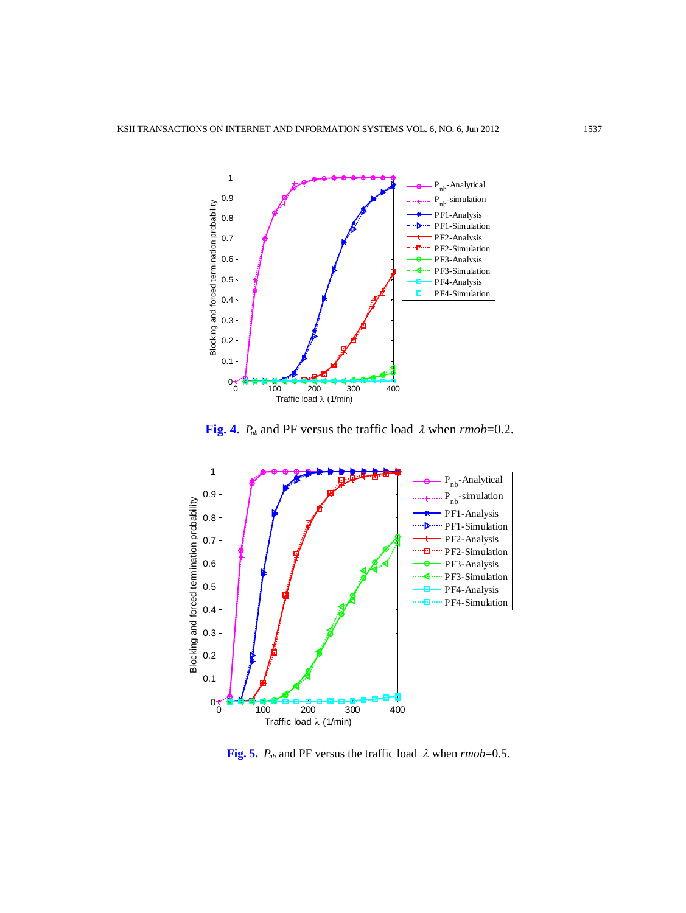**Fig. 4.** $P_{nb}$ and PF versus the traffic load $\lambda$ when *rmob*=0.2.

**Fig. 5.** $P_{nb}$ and PF versus the traffic load $\lambda$ when *rmob*=0.5.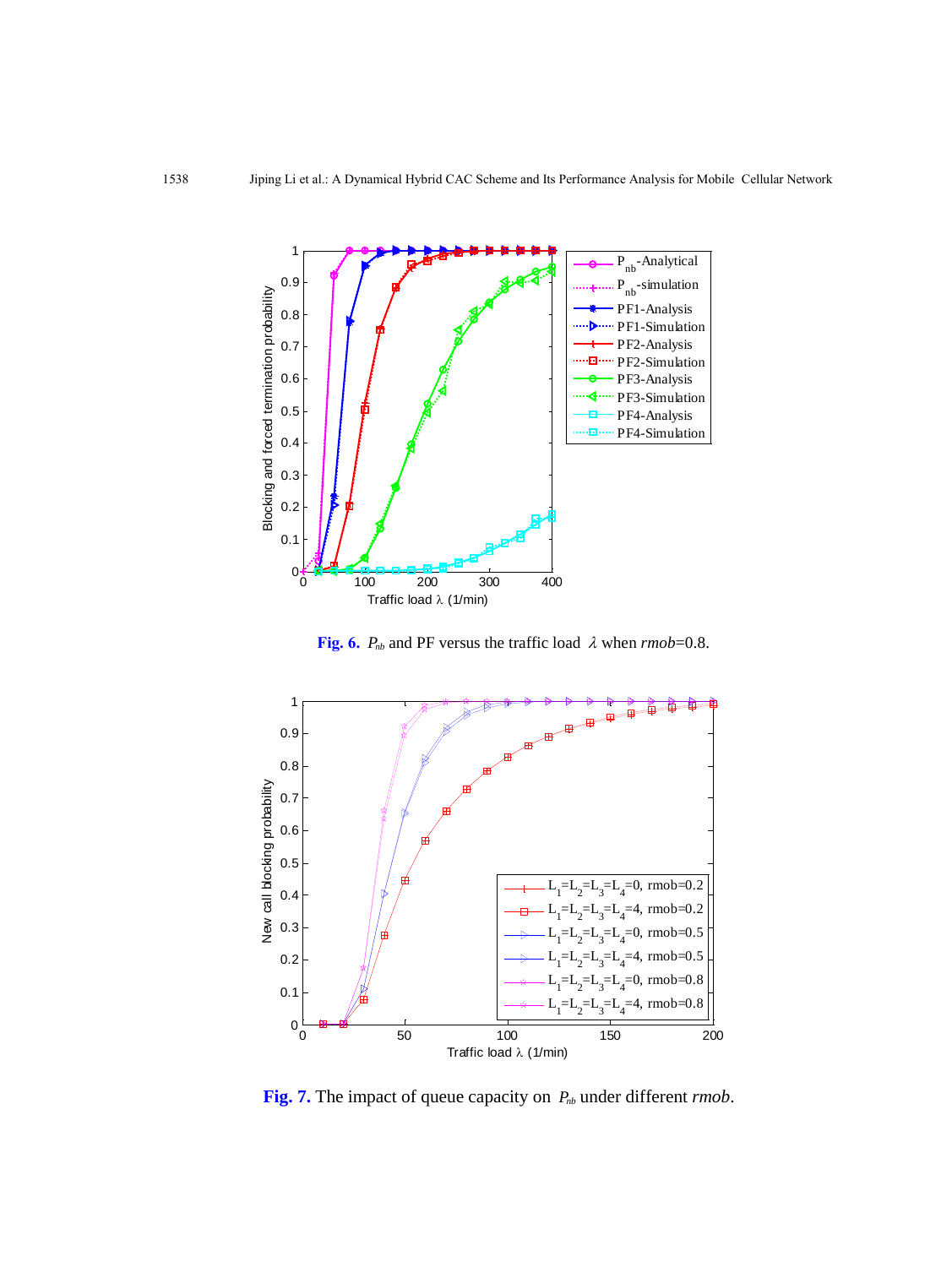**Fig. 6.** $P_{nb}$ and PF versus the traffic load $\lambda$ when *rmob*=0.8.

**Fig. 7.** The impact of queue capacity on $P_{nb}$ under different *rmob*.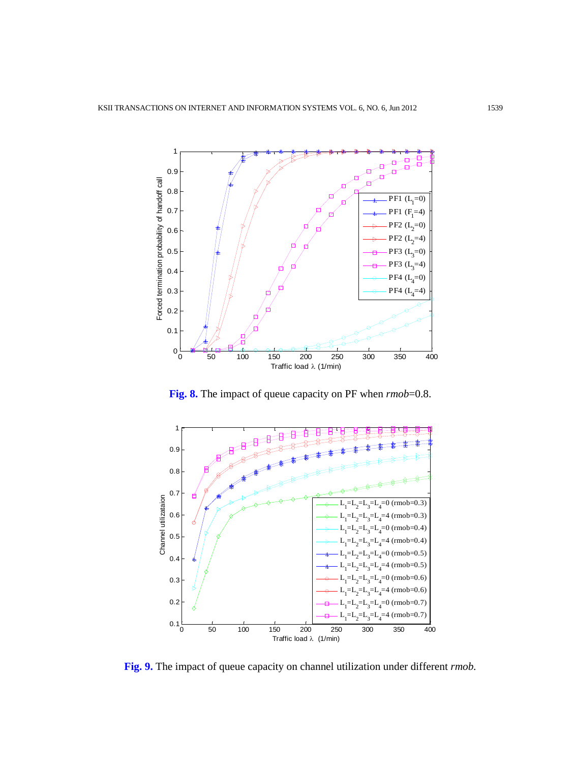Fig. 8. The impact of queue capacity on PF when *rmob*=0.8.

Fig. 9. The impact of queue capacity on channel utilization under different *rmob*.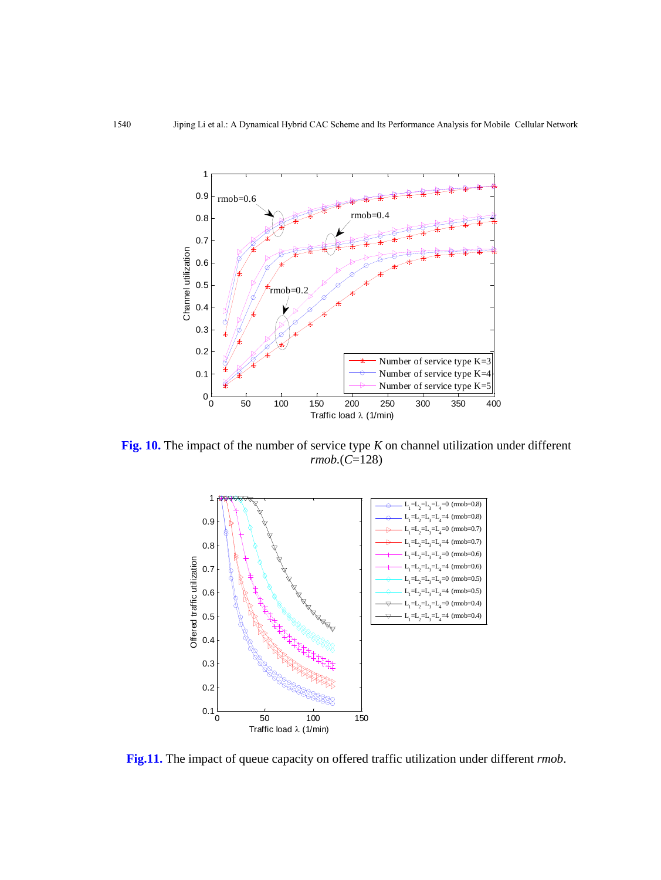**Fig. 10.** The impact of the number of service type $K$ on channel utilization under different *rmob*.($C$=128)

**Fig.11.** The impact of queue capacity on offered traffic utilization under different *rmob*.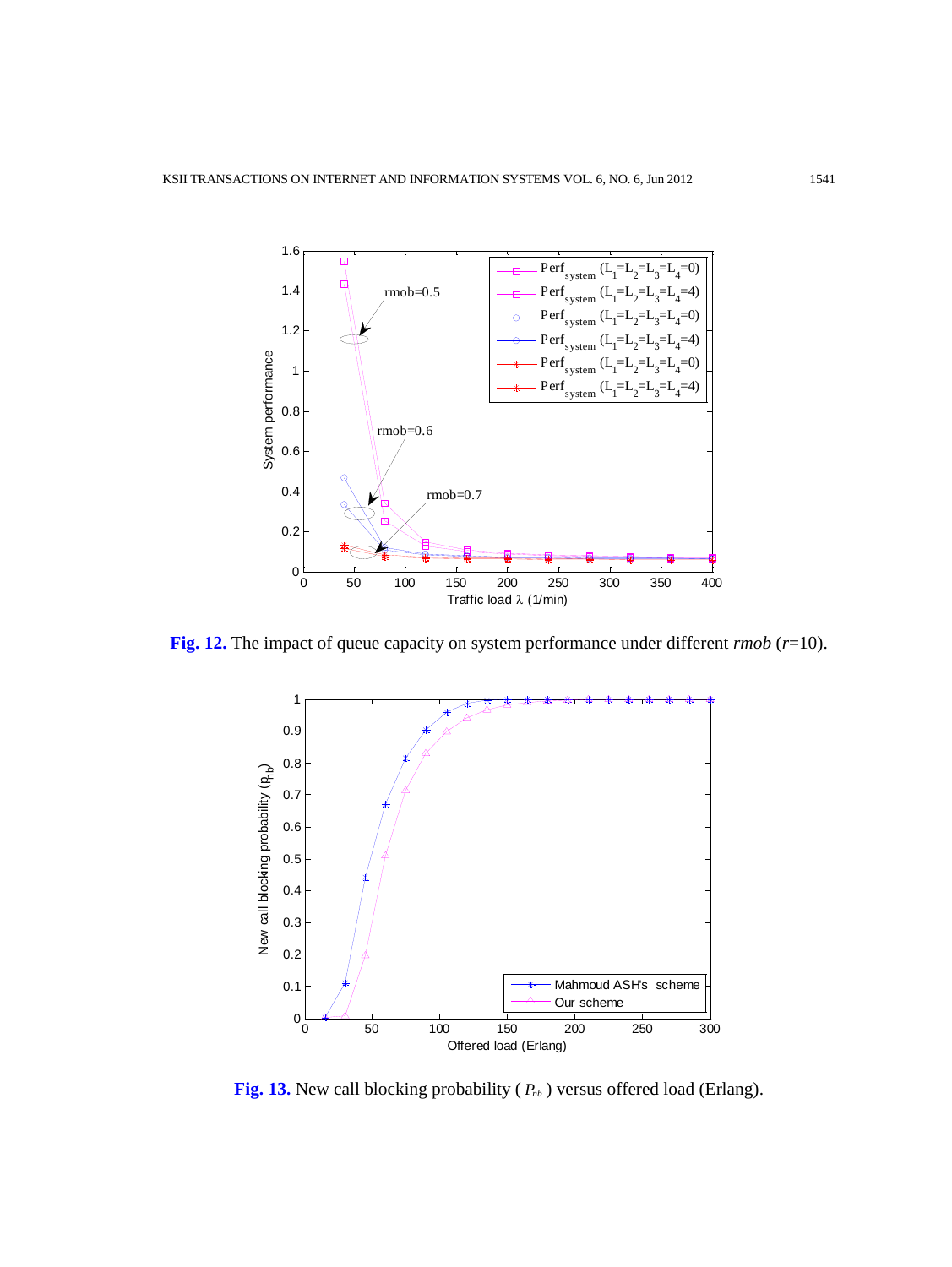**Fig. 12.** The impact of queue capacity on system performance under different *rmob* ($r$=10).

**Fig. 13.** New call blocking probability ( $P_{nb}$ ) versus offered load (Erlang).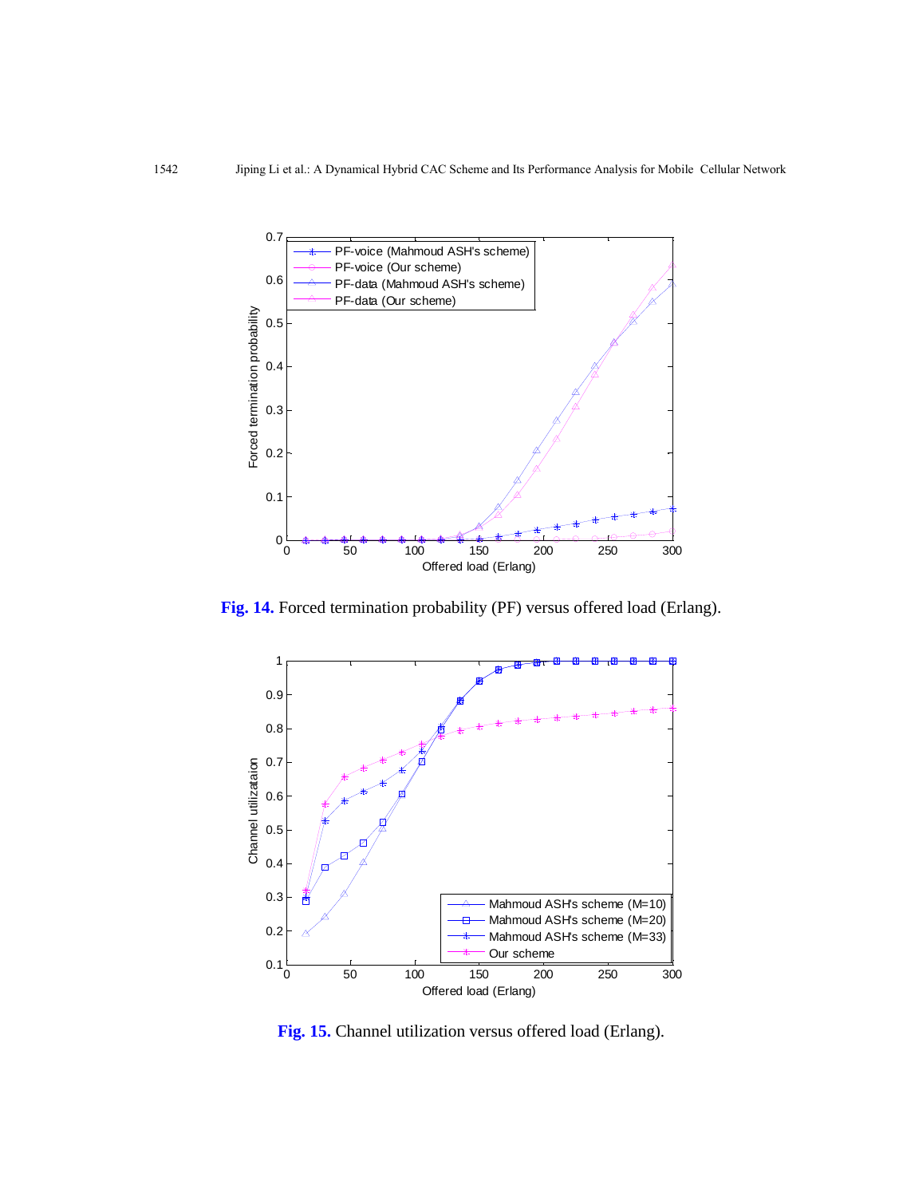**Fig. 14.** Forced termination probability (PF) versus offered load (Erlang).

**Fig. 15.** Channel utilization versus offered load (Erlang).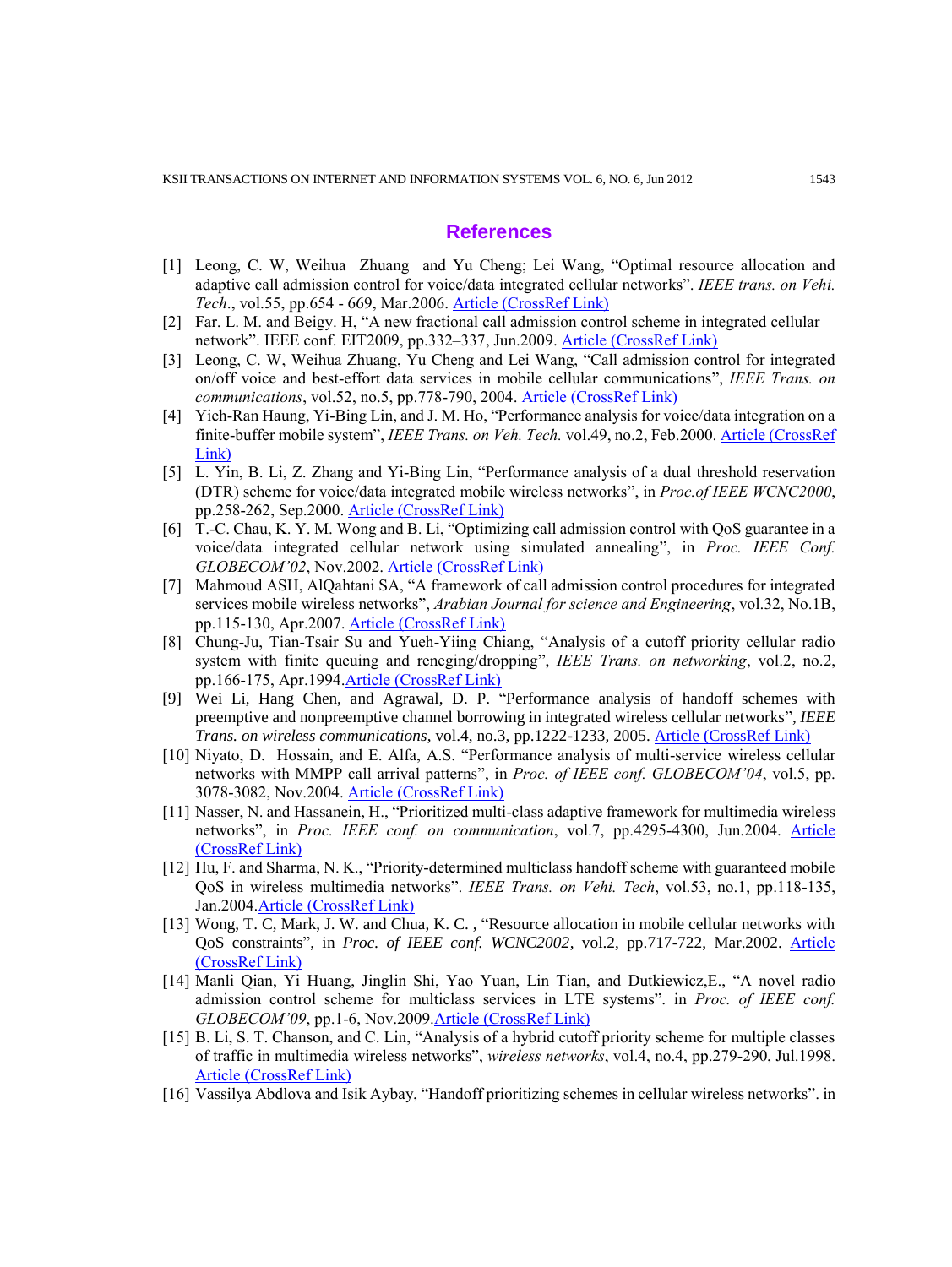## References

[1] Leong, C. W, Weihua Zhuang and Yu Cheng; Lei Wang, "Optimal resource allocation and adaptive call admission control for voice/data integrated cellular networks". *IEEE trans. on Vehi. Tech*., vol.55, pp.654 - 669, Mar.2006. Article (CrossRef Link)

[2] Far. L. M. and Beigy. H, "A new fractional call admission control scheme in integrated cellular network". IEEE conf. EIT2009, pp.332–337, Jun.2009. Article (CrossRef Link)

[3] Leong, C. W, Weihua Zhuang, Yu Cheng and Lei Wang, "Call admission control for integrated on/off voice and best-effort data services in mobile cellular communications", *IEEE Trans. on communications*, vol.52, no.5, pp.778-790, 2004. Article (CrossRef Link)

[4] Yieh-Ran Haung, Yi-Bing Lin, and J. M. Ho, "Performance analysis for voice/data integration on a finite-buffer mobile system", *IEEE Trans. on Veh. Tech.* vol.49, no.2, Feb.2000. Article (CrossRef Link)

[5] L. Yin, B. Li, Z. Zhang and Yi-Bing Lin, "Performance analysis of a dual threshold reservation (DTR) scheme for voice/data integrated mobile wireless networks", in *Proc.of IEEE WCNC2000*, pp.258-262, Sep.2000. Article (CrossRef Link)

[6] T.-C. Chau, K. Y. M. Wong and B. Li, "Optimizing call admission control with QoS guarantee in a voice/data integrated cellular network using simulated annealing", in *Proc. IEEE Conf. GLOBECOM'02*, Nov.2002. Article (CrossRef Link)

[7] Mahmoud ASH, AlQahtani SA, "A framework of call admission control procedures for integrated services mobile wireless networks", *Arabian Journal for science and Engineering*, vol.32, No.1B, pp.115-130, Apr.2007. Article (CrossRef Link)

[8] Chung-Ju, Tian-Tsair Su and Yueh-Yiing Chiang, "Analysis of a cutoff priority cellular radio system with finite queuing and reneging/dropping", *IEEE Trans. on networking*, vol.2, no.2, pp.166-175, Apr.1994. Article (CrossRef Link)

[9] Wei Li, Hang Chen, and Agrawal, D. P. "Performance analysis of handoff schemes with preemptive and nonpreemptive channel borrowing in integrated wireless cellular networks", *IEEE Trans. on wireless communications*, vol.4, no.3, pp.1222-1233, 2005. Article (CrossRef Link)

[10] Niyato, D. Hossain, and E. Alfa, A.S. "Performance analysis of multi-service wireless cellular networks with MMPP call arrival patterns", in *Proc. of IEEE conf. GLOBECOM'04*, vol.5, pp. 3078-3082, Nov.2004. Article (CrossRef Link)

[11] Nasser, N. and Hassanein, H., "Prioritized multi-class adaptive framework for multimedia wireless networks", in *Proc. IEEE conf. on communication*, vol.7, pp.4295-4300, Jun.2004. Article (CrossRef Link)

[12] Hu, F. and Sharma, N. K., "Priority-determined multiclass handoff scheme with guaranteed mobile QoS in wireless multimedia networks". *IEEE Trans. on Vehi. Tech*, vol.53, no.1, pp.118-135, Jan.2004. Article (CrossRef Link)

[13] Wong, T. C, Mark, J. W. and Chua, K. C. , "Resource allocation in mobile cellular networks with QoS constraints", in *Proc. of IEEE conf. WCNC2002*, vol.2, pp.717-722, Mar.2002. Article (CrossRef Link)

[14] Manli Qian, Yi Huang, Jinglin Shi, Yao Yuan, Lin Tian, and Dutkiewicz,E., "A novel radio admission control scheme for multiclass services in LTE systems". in *Proc. of IEEE conf. GLOBECOM'09*, pp.1-6, Nov.2009. Article (CrossRef Link)

[15] B. Li, S. T. Chanson, and C. Lin, "Analysis of a hybrid cutoff priority scheme for multiple classes of traffic in multimedia wireless networks", *wireless networks*, vol.4, no.4, pp.279-290, Jul.1998. Article (CrossRef Link)

[16] Vassilya Abdlova and Isik Aybay, "Handoff prioritizing schemes in cellular wireless networks". in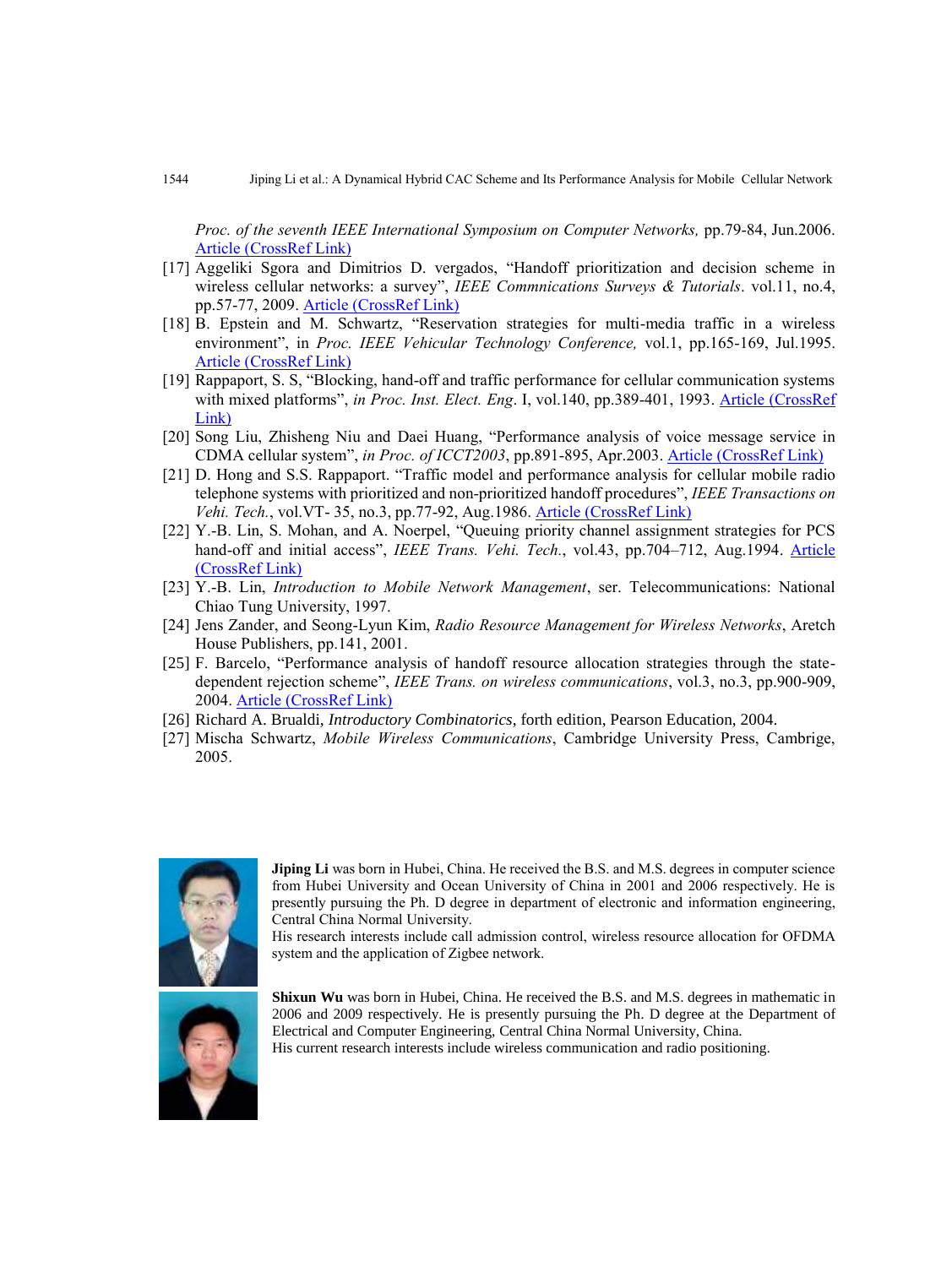*Proc. of the seventh IEEE International Symposium on Computer Networks,* pp.79-84, Jun.2006. Article (CrossRef Link)

[17] Aggeliki Sgora and Dimitrios D. vergados, "Handoff prioritization and decision scheme in wireless cellular networks: a survey", *IEEE Commnications Surveys & Tutorials*. vol.11, no.4, pp.57-77, 2009. Article (CrossRef Link)

[18] B. Epstein and M. Schwartz, "Reservation strategies for multi-media traffic in a wireless environment", in *Proc. IEEE Vehicular Technology Conference,* vol.1, pp.165-169, Jul.1995. Article (CrossRef Link)

[19] Rappaport, S. S, "Blocking, hand-off and traffic performance for cellular communication systems with mixed platforms", *in Proc. Inst. Elect. Eng*. I, vol.140, pp.389-401, 1993. Article (CrossRef Link)

[20] Song Liu, Zhisheng Niu and Daei Huang, "Performance analysis of voice message service in CDMA cellular system", *in Proc. of ICCT2003*, pp.891-895, Apr.2003. Article (CrossRef Link)

[21] D. Hong and S.S. Rappaport. "Traffic model and performance analysis for cellular mobile radio telephone systems with prioritized and non-prioritized handoff procedures", *IEEE Transactions on Vehi. Tech.*, vol.VT- 35, no.3, pp.77-92, Aug.1986. Article (CrossRef Link)

[22] Y.-B. Lin, S. Mohan, and A. Noerpel, "Queuing priority channel assignment strategies for PCS hand-off and initial access", *IEEE Trans. Vehi. Tech.*, vol.43, pp.704–712, Aug.1994. Article (CrossRef Link)

[23] Y.-B. Lin, *Introduction to Mobile Network Management*, ser. Telecommunications: National Chiao Tung University, 1997.

[24] Jens Zander, and Seong-Lyun Kim, *Radio Resource Management for Wireless Networks*, Aretch House Publishers, pp.141, 2001.

[25] F. Barcelo, "Performance analysis of handoff resource allocation strategies through the state-dependent rejection scheme", *IEEE Trans. on wireless communications*, vol.3, no.3, pp.900-909, 2004. Article (CrossRef Link)

[26] Richard A. Brualdi, *Introductory Combinatorics*, forth edition, Pearson Education, 2004.

[27] Mischa Schwartz, *Mobile Wireless Communications*, Cambridge University Press, Cambrige, 2005.

**Jiping Li** was born in Hubei, China. He received the B.S. and M.S. degrees in computer science from Hubei University and Ocean University of China in 2001 and 2006 respectively. He is presently pursuing the Ph. D degree in department of electronic and information engineering, Central China Normal University.
His research interests include call admission control, wireless resource allocation for OFDMA system and the application of Zigbee network.

**Shixun Wu** was born in Hubei, China. He received the B.S. and M.S. degrees in mathematic in 2006 and 2009 respectively. He is presently pursuing the Ph. D degree at the Department of Electrical and Computer Engineering, Central China Normal University, China.
His current research interests include wireless communication and radio positioning.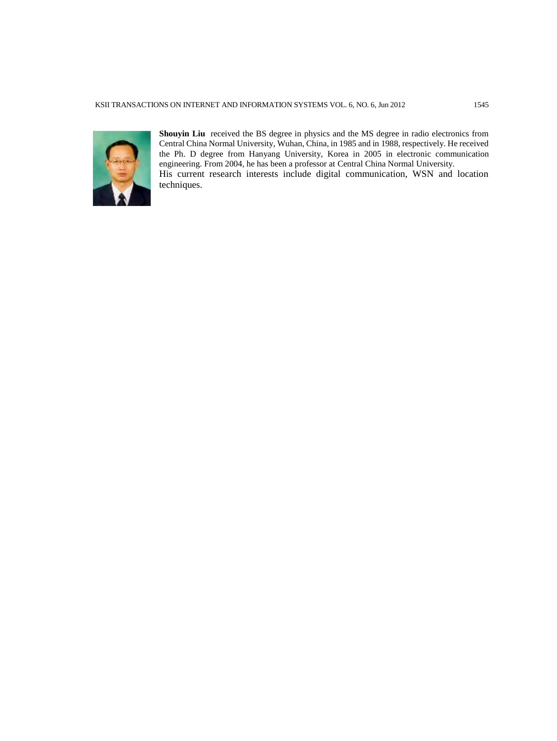**Shouyin Liu** received the BS degree in physics and the MS degree in radio electronics from Central China Normal University, Wuhan, China, in 1985 and in 1988, respectively. He received the Ph. D degree from Hanyang University, Korea in 2005 in electronic communication engineering. From 2004, he has been a professor at Central China Normal University. His current research interests include digital communication, WSN and location techniques.